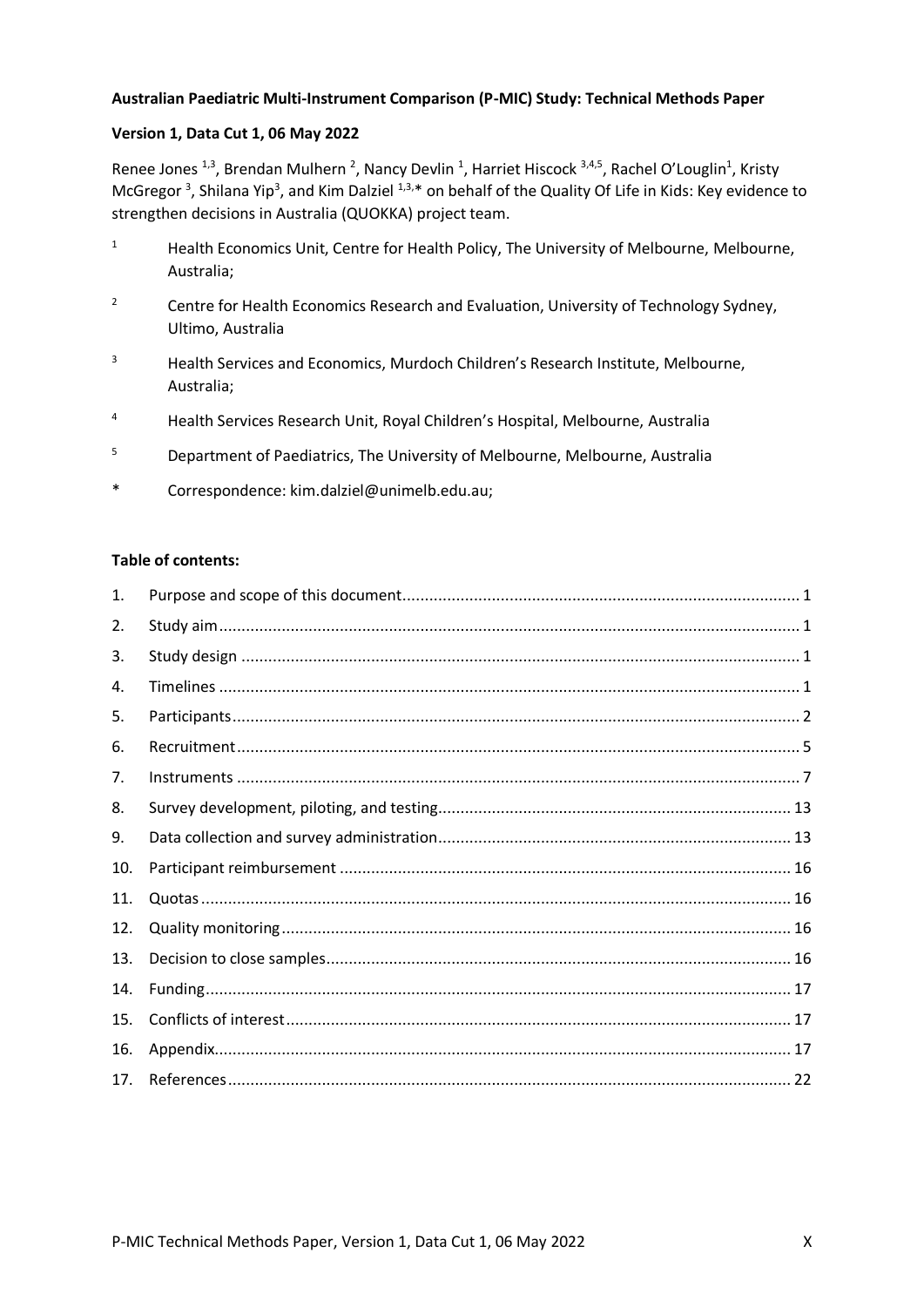**Australian Paediatric Multi-Instrument Comparison (P-MIC) Study: Technical Methods Paper**

**Version 1, Data Cut 1, 06 May 2022**

Renee Jones [1,3], Brendan Mulhern [2], Nancy Devlin [1], Harriet Hiscock [3,4,5], Rachel O'Louglin[1], Kristy McGregor [3], Shilana Yip[3], and Kim Dalziel [1,3,*] on behalf of the Quality Of Life in Kids: Key evidence to strengthen decisions in Australia (QUOKKA) project team.

1. Health Economics Unit, Centre for Health Policy, The University of Melbourne, Melbourne, Australia;
2. Centre for Health Economics Research and Evaluation, University of Technology Sydney, Ultimo, Australia
3. Health Services and Economics, Murdoch Children's Research Institute, Melbourne, Australia;
4. Health Services Research Unit, Royal Children's Hospital, Melbourne, Australia
5. Department of Paediatrics, The University of Melbourne, Melbourne, Australia

\* Correspondence: kim.dalziel@unimelb.edu.au;

**Table of contents:**

| No. | Section | Page |
|---|---|---|
| 1. | Purpose and scope of this document | 1 |
| 2. | Study aim | 1 |
| 3. | Study design | 1 |
| 4. | Timelines | 1 |
| 5. | Participants | 2 |
| 6. | Recruitment | 5 |
| 7. | Instruments | 7 |
| 8. | Survey development, piloting, and testing | 13 |
| 9. | Data collection and survey administration | 13 |
| 10. | Participant reimbursement | 16 |
| 11. | Quotas | 16 |
| 12. | Quality monitoring | 16 |
| 13. | Decision to close samples | 16 |
| 14. | Funding | 17 |
| 15. | Conflicts of interest | 17 |
| 16. | Appendix | 17 |
| 17. | References | 22 |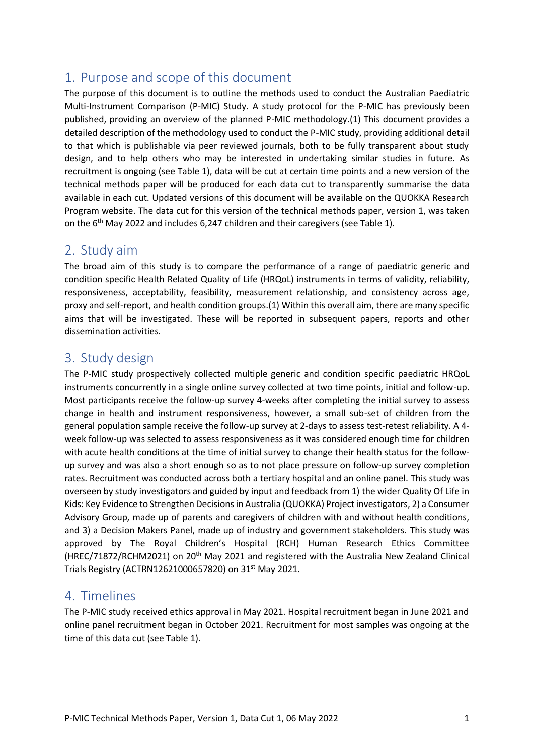## 1. Purpose and scope of this document

The purpose of this document is to outline the methods used to conduct the Australian Paediatric Multi-Instrument Comparison (P-MIC) Study. A study protocol for the P-MIC has previously been published, providing an overview of the planned P-MIC methodology.(1) This document provides a detailed description of the methodology used to conduct the P-MIC study, providing additional detail to that which is publishable via peer reviewed journals, both to be fully transparent about study design, and to help others who may be interested in undertaking similar studies in future. As recruitment is ongoing (see Table 1), data will be cut at certain time points and a new version of the technical methods paper will be produced for each data cut to transparently summarise the data available in each cut. Updated versions of this document will be available on the QUOKKA Research Program website. The data cut for this version of the technical methods paper, version 1, was taken on the 6th May 2022 and includes 6,247 children and their caregivers (see Table 1).

## 2. Study aim

The broad aim of this study is to compare the performance of a range of paediatric generic and condition specific Health Related Quality of Life (HRQoL) instruments in terms of validity, reliability, responsiveness, acceptability, feasibility, measurement relationship, and consistency across age, proxy and self-report, and health condition groups.(1) Within this overall aim, there are many specific aims that will be investigated. These will be reported in subsequent papers, reports and other dissemination activities.

## 3. Study design

The P-MIC study prospectively collected multiple generic and condition specific paediatric HRQoL instruments concurrently in a single online survey collected at two time points, initial and follow-up. Most participants receive the follow-up survey 4-weeks after completing the initial survey to assess change in health and instrument responsiveness, however, a small sub-set of children from the general population sample receive the follow-up survey at 2-days to assess test-retest reliability. A 4-week follow-up was selected to assess responsiveness as it was considered enough time for children with acute health conditions at the time of initial survey to change their health status for the follow-up survey and was also a short enough so as to not place pressure on follow-up survey completion rates. Recruitment was conducted across both a tertiary hospital and an online panel. This study was overseen by study investigators and guided by input and feedback from 1) the wider Quality Of Life in Kids: Key Evidence to Strengthen Decisions in Australia (QUOKKA) Project investigators, 2) a Consumer Advisory Group, made up of parents and caregivers of children with and without health conditions, and 3) a Decision Makers Panel, made up of industry and government stakeholders. This study was approved by The Royal Children's Hospital (RCH) Human Research Ethics Committee (HREC/71872/RCHM2021) on 20th May 2021 and registered with the Australia New Zealand Clinical Trials Registry (ACTRN12621000657820) on 31st May 2021.

## 4. Timelines

The P-MIC study received ethics approval in May 2021. Hospital recruitment began in June 2021 and online panel recruitment began in October 2021. Recruitment for most samples was ongoing at the time of this data cut (see Table 1).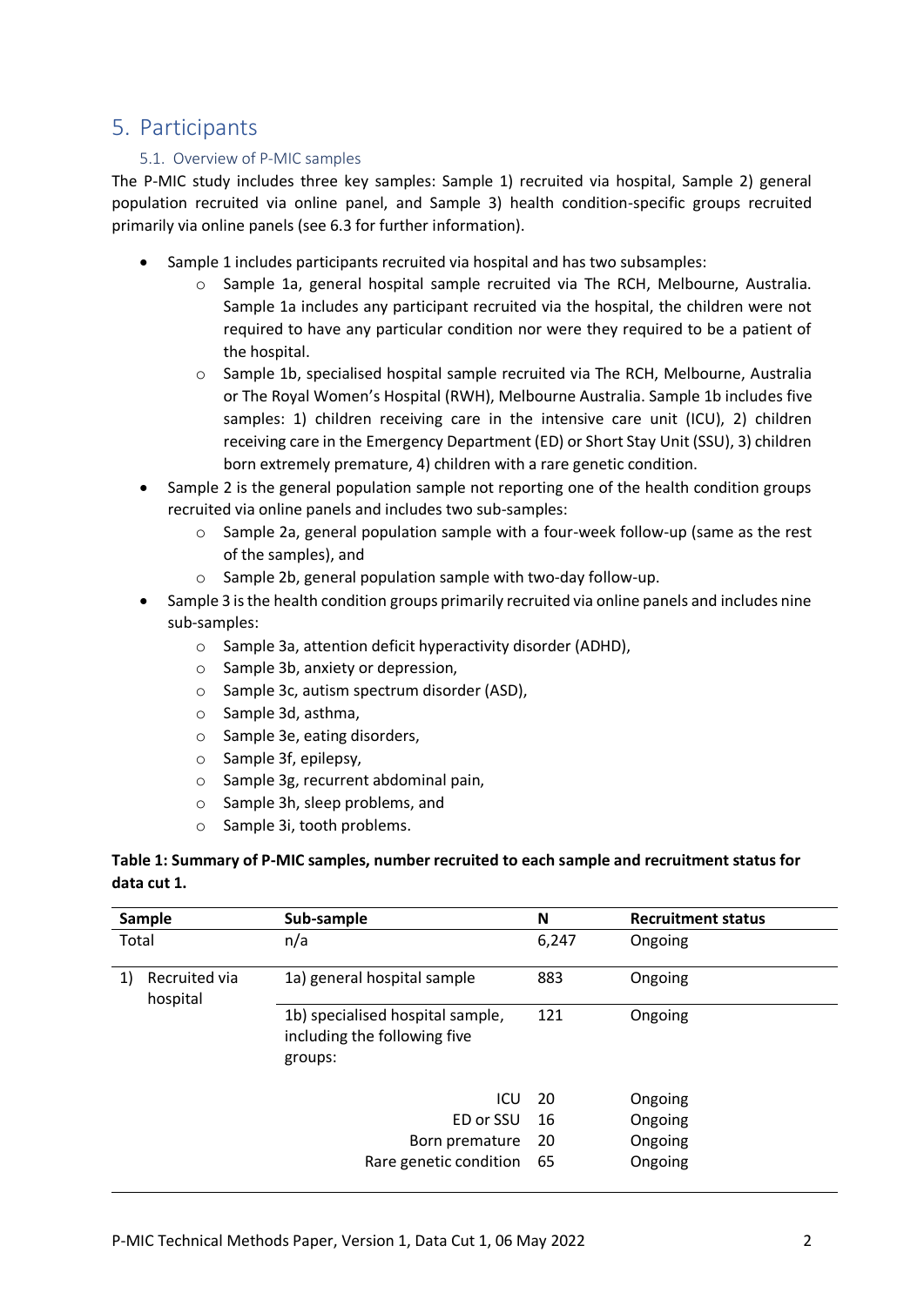## 5. Participants

### 5.1. Overview of P-MIC samples

The P-MIC study includes three key samples: Sample 1) recruited via hospital, Sample 2) general population recruited via online panel, and Sample 3) health condition-specific groups recruited primarily via online panels (see 6.3 for further information).

- Sample 1 includes participants recruited via hospital and has two subsamples:
  - Sample 1a, general hospital sample recruited via The RCH, Melbourne, Australia. Sample 1a includes any participant recruited via the hospital, the children were not required to have any particular condition nor were they required to be a patient of the hospital.
  - Sample 1b, specialised hospital sample recruited via The RCH, Melbourne, Australia or The Royal Women's Hospital (RWH), Melbourne Australia. Sample 1b includes five samples: 1) children receiving care in the intensive care unit (ICU), 2) children receiving care in the Emergency Department (ED) or Short Stay Unit (SSU), 3) children born extremely premature, 4) children with a rare genetic condition.
- Sample 2 is the general population sample not reporting one of the health condition groups recruited via online panels and includes two sub-samples:
  - Sample 2a, general population sample with a four-week follow-up (same as the rest of the samples), and
  - Sample 2b, general population sample with two-day follow-up.
- Sample 3 is the health condition groups primarily recruited via online panels and includes nine sub-samples:
  - Sample 3a, attention deficit hyperactivity disorder (ADHD),
  - Sample 3b, anxiety or depression,
  - Sample 3c, autism spectrum disorder (ASD),
  - Sample 3d, asthma,
  - Sample 3e, eating disorders,
  - Sample 3f, epilepsy,
  - Sample 3g, recurrent abdominal pain,
  - Sample 3h, sleep problems, and
  - Sample 3i, tooth problems.

**Table 1: Summary of P-MIC samples, number recruited to each sample and recruitment status for data cut 1.**

| Sample | Sub-sample | N | Recruitment status |
|---|---|---|---|
| Total | n/a | 6,247 | Ongoing |
| 1) Recruited via hospital | 1a) general hospital sample | 883 | Ongoing |
| | 1b) specialised hospital sample, including the following five groups: | 121 | Ongoing |
| | ICU | 20 | Ongoing |
| | ED or SSU | 16 | Ongoing |
| | Born premature | 20 | Ongoing |
| | Rare genetic condition | 65 | Ongoing |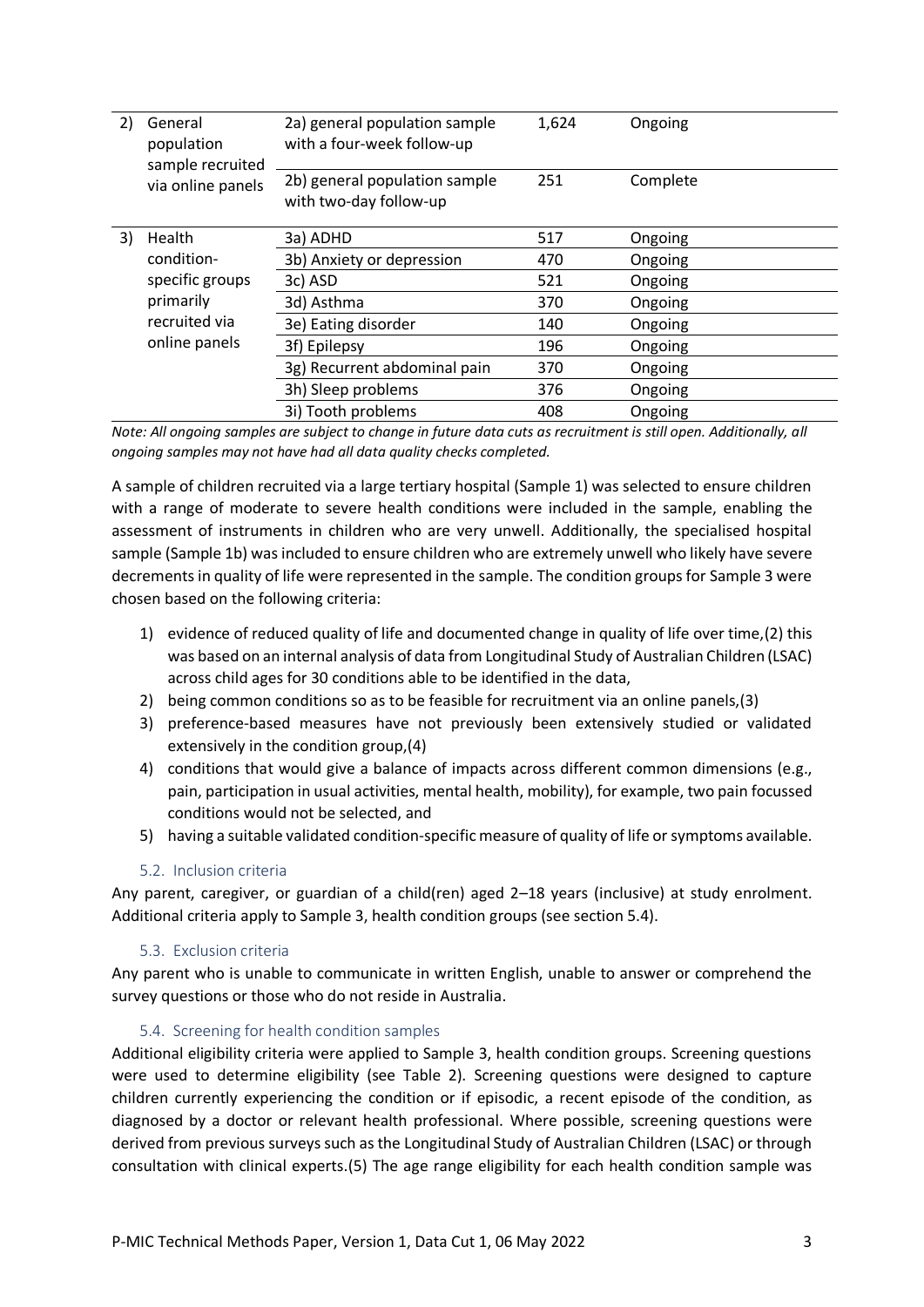| | | | | |
|---|---|---|---|---|
| 2) | General population sample recruited via online panels | 2a) general population sample with a four-week follow-up | 1,624 | Ongoing |
| | | 2b) general population sample with two-day follow-up | 251 | Complete |
| 3) | Health condition-specific groups primarily recruited via online panels | 3a) ADHD | 517 | Ongoing |
| | | 3b) Anxiety or depression | 470 | Ongoing |
| | | 3c) ASD | 521 | Ongoing |
| | | 3d) Asthma | 370 | Ongoing |
| | | 3e) Eating disorder | 140 | Ongoing |
| | | 3f) Epilepsy | 196 | Ongoing |
| | | 3g) Recurrent abdominal pain | 370 | Ongoing |
| | | 3h) Sleep problems | 376 | Ongoing |
| | | 3i) Tooth problems | 408 | Ongoing |

*Note: All ongoing samples are subject to change in future data cuts as recruitment is still open. Additionally, all ongoing samples may not have had all data quality checks completed.*

A sample of children recruited via a large tertiary hospital (Sample 1) was selected to ensure children with a range of moderate to severe health conditions were included in the sample, enabling the assessment of instruments in children who are very unwell. Additionally, the specialised hospital sample (Sample 1b) was included to ensure children who are extremely unwell who likely have severe decrements in quality of life were represented in the sample. The condition groups for Sample 3 were chosen based on the following criteria:

1) evidence of reduced quality of life and documented change in quality of life over time,(2) this was based on an internal analysis of data from Longitudinal Study of Australian Children (LSAC) across child ages for 30 conditions able to be identified in the data,
2) being common conditions so as to be feasible for recruitment via an online panels,(3)
3) preference-based measures have not previously been extensively studied or validated extensively in the condition group,(4)
4) conditions that would give a balance of impacts across different common dimensions (e.g., pain, participation in usual activities, mental health, mobility), for example, two pain focussed conditions would not be selected, and
5) having a suitable validated condition-specific measure of quality of life or symptoms available.

### 5.2. Inclusion criteria

Any parent, caregiver, or guardian of a child(ren) aged 2–18 years (inclusive) at study enrolment. Additional criteria apply to Sample 3, health condition groups (see section 5.4).

### 5.3. Exclusion criteria

Any parent who is unable to communicate in written English, unable to answer or comprehend the survey questions or those who do not reside in Australia.

### 5.4. Screening for health condition samples

Additional eligibility criteria were applied to Sample 3, health condition groups. Screening questions were used to determine eligibility (see Table 2). Screening questions were designed to capture children currently experiencing the condition or if episodic, a recent episode of the condition, as diagnosed by a doctor or relevant health professional. Where possible, screening questions were derived from previous surveys such as the Longitudinal Study of Australian Children (LSAC) or through consultation with clinical experts.(5) The age range eligibility for each health condition sample was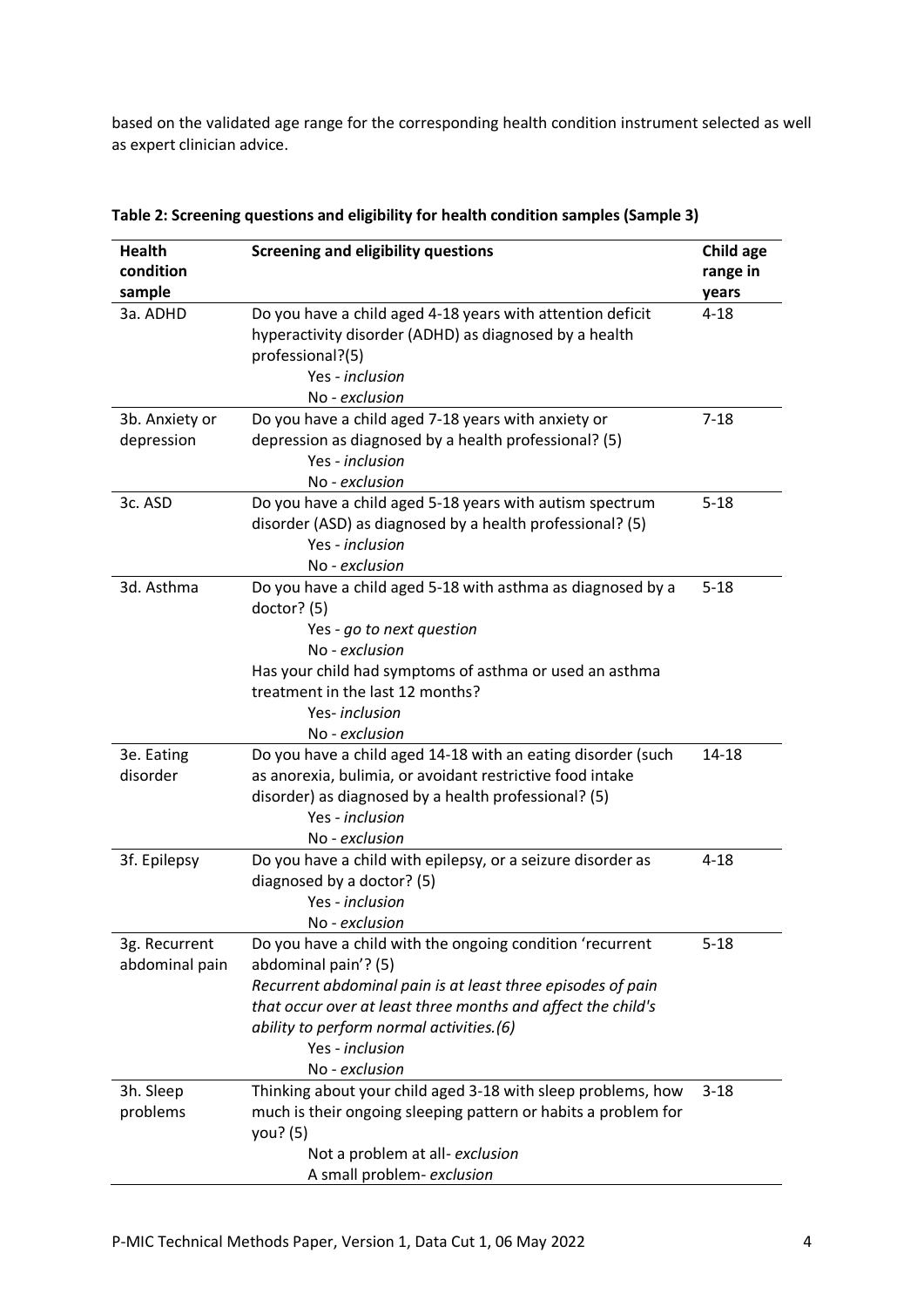based on the validated age range for the corresponding health condition instrument selected as well as expert clinician advice.

**Table 2: Screening questions and eligibility for health condition samples (Sample 3)**

| Health condition sample | Screening and eligibility questions | Child age range in years |
|---|---|---|
| 3a. ADHD | Do you have a child aged 4-18 years with attention deficit hyperactivity disorder (ADHD) as diagnosed by a health professional?(5)<br>Yes - *inclusion*<br>No - *exclusion* | 4-18 |
| 3b. Anxiety or depression | Do you have a child aged 7-18 years with anxiety or depression as diagnosed by a health professional? (5)<br>Yes - *inclusion*<br>No - *exclusion* | 7-18 |
| 3c. ASD | Do you have a child aged 5-18 years with autism spectrum disorder (ASD) as diagnosed by a health professional? (5)<br>Yes - *inclusion*<br>No - *exclusion* | 5-18 |
| 3d. Asthma | Do you have a child aged 5-18 with asthma as diagnosed by a doctor? (5)<br>Yes - *go to next question*<br>No - *exclusion*<br>Has your child had symptoms of asthma or used an asthma treatment in the last 12 months?<br>Yes- *inclusion*<br>No - *exclusion* | 5-18 |
| 3e. Eating disorder | Do you have a child aged 14-18 with an eating disorder (such as anorexia, bulimia, or avoidant restrictive food intake disorder) as diagnosed by a health professional? (5)<br>Yes - *inclusion*<br>No - *exclusion* | 14-18 |
| 3f. Epilepsy | Do you have a child with epilepsy, or a seizure disorder as diagnosed by a doctor? (5)<br>Yes - *inclusion*<br>No - *exclusion* | 4-18 |
| 3g. Recurrent abdominal pain | Do you have a child with the ongoing condition 'recurrent abdominal pain'? (5)<br>*Recurrent abdominal pain is at least three episodes of pain that occur over at least three months and affect the child's ability to perform normal activities.(6)*<br>Yes - *inclusion*<br>No - *exclusion* | 5-18 |
| 3h. Sleep problems | Thinking about your child aged 3-18 with sleep problems, how much is their ongoing sleeping pattern or habits a problem for you? (5)<br>Not a problem at all- *exclusion*<br>A small problem- *exclusion* | 3-18 |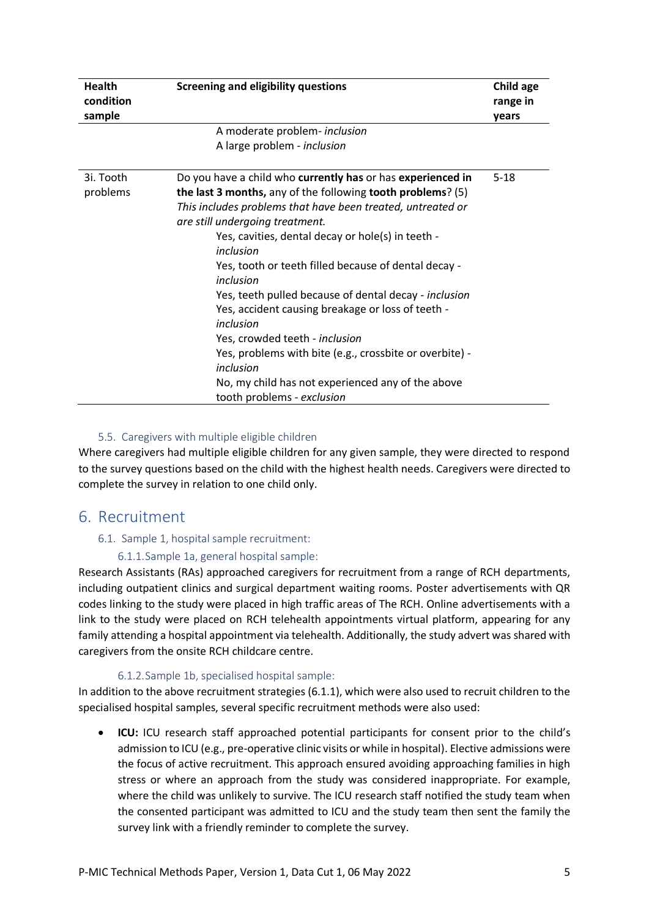| Health condition sample | Screening and eligibility questions | Child age range in years |
| --- | --- | --- |
| | A moderate problem- *inclusion*<br>A large problem - *inclusion* | |
| 3i. Tooth problems | Do you have a child who **currently has** or has **experienced in the last 3 months,** any of the following **tooth problems**? (5)<br>*This includes problems that have been treated, untreated or are still undergoing treatment.*<br>Yes, cavities, dental decay or hole(s) in teeth - *inclusion*<br>Yes, tooth or teeth filled because of dental decay - *inclusion*<br>Yes, teeth pulled because of dental decay - *inclusion*<br>Yes, accident causing breakage or loss of teeth - *inclusion*<br>Yes, crowded teeth - *inclusion*<br>Yes, problems with bite (e.g., crossbite or overbite) - *inclusion*<br>No, my child has not experienced any of the above tooth problems - *exclusion* | 5-18 |

### 5.5. Caregivers with multiple eligible children

Where caregivers had multiple eligible children for any given sample, they were directed to respond to the survey questions based on the child with the highest health needs. Caregivers were directed to complete the survey in relation to one child only.

# 6. Recruitment

## 6.1. Sample 1, hospital sample recruitment:

### 6.1.1. Sample 1a, general hospital sample:

Research Assistants (RAs) approached caregivers for recruitment from a range of RCH departments, including outpatient clinics and surgical department waiting rooms. Poster advertisements with QR codes linking to the study were placed in high traffic areas of The RCH. Online advertisements with a link to the study were placed on RCH telehealth appointments virtual platform, appearing for any family attending a hospital appointment via telehealth. Additionally, the study advert was shared with caregivers from the onsite RCH childcare centre.

### 6.1.2. Sample 1b, specialised hospital sample:

In addition to the above recruitment strategies (6.1.1), which were also used to recruit children to the specialised hospital samples, several specific recruitment methods were also used:

- **ICU:** ICU research staff approached potential participants for consent prior to the child's admission to ICU (e.g., pre-operative clinic visits or while in hospital). Elective admissions were the focus of active recruitment. This approach ensured avoiding approaching families in high stress or where an approach from the study was considered inappropriate. For example, where the child was unlikely to survive. The ICU research staff notified the study team when the consented participant was admitted to ICU and the study team then sent the family the survey link with a friendly reminder to complete the survey.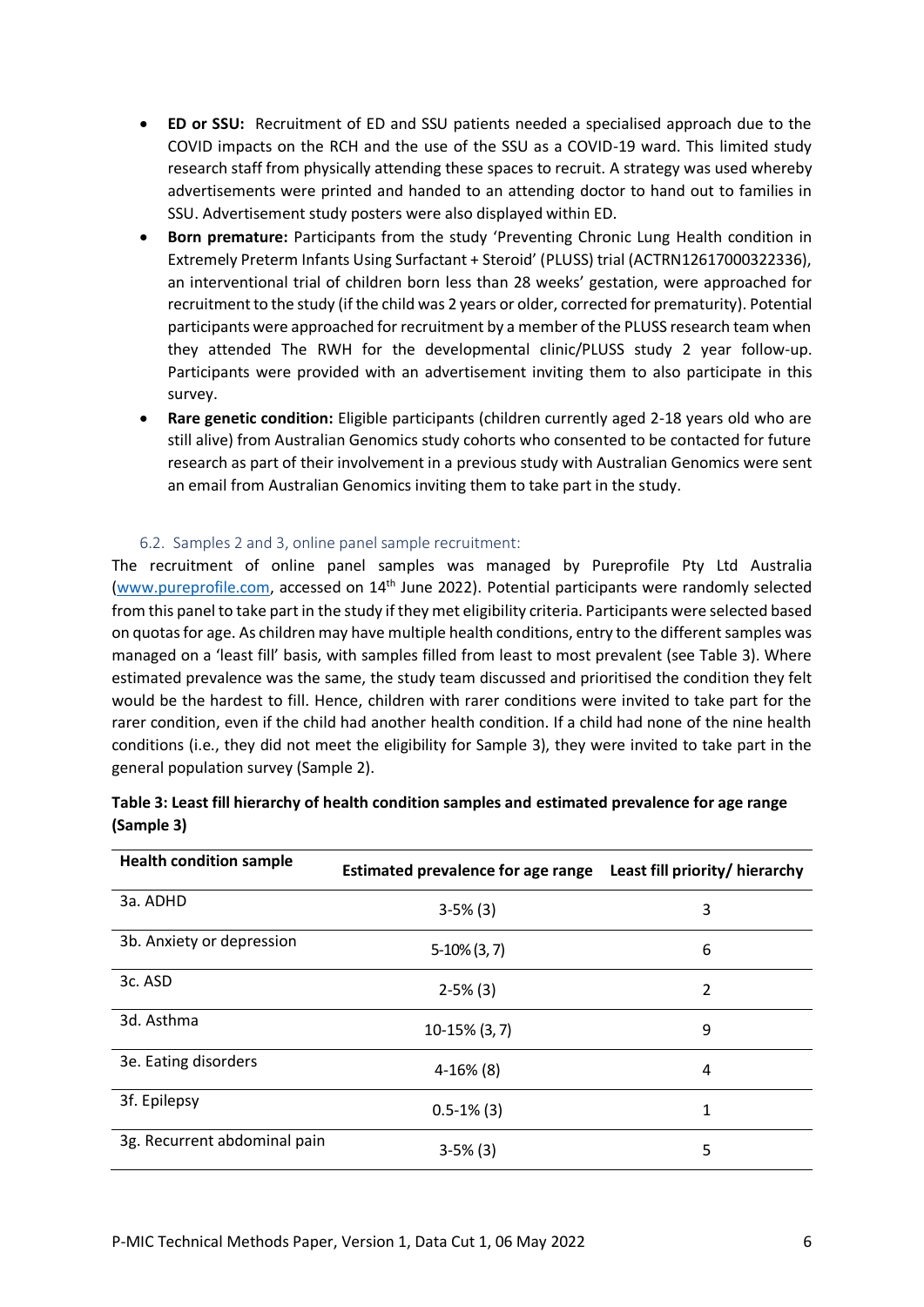- **ED or SSU:** Recruitment of ED and SSU patients needed a specialised approach due to the COVID impacts on the RCH and the use of the SSU as a COVID-19 ward. This limited study research staff from physically attending these spaces to recruit. A strategy was used whereby advertisements were printed and handed to an attending doctor to hand out to families in SSU. Advertisement study posters were also displayed within ED.
- **Born premature:** Participants from the study 'Preventing Chronic Lung Health condition in Extremely Preterm Infants Using Surfactant + Steroid' (PLUSS) trial (ACTRN12617000322336), an interventional trial of children born less than 28 weeks' gestation, were approached for recruitment to the study (if the child was 2 years or older, corrected for prematurity). Potential participants were approached for recruitment by a member of the PLUSS research team when they attended The RWH for the developmental clinic/PLUSS study 2 year follow-up. Participants were provided with an advertisement inviting them to also participate in this survey.
- **Rare genetic condition:** Eligible participants (children currently aged 2-18 years old who are still alive) from Australian Genomics study cohorts who consented to be contacted for future research as part of their involvement in a previous study with Australian Genomics were sent an email from Australian Genomics inviting them to take part in the study.

### 6.2. Samples 2 and 3, online panel sample recruitment:

The recruitment of online panel samples was managed by Pureprofile Pty Ltd Australia (www.pureprofile.com, accessed on 14th June 2022). Potential participants were randomly selected from this panel to take part in the study if they met eligibility criteria. Participants were selected based on quotas for age. As children may have multiple health conditions, entry to the different samples was managed on a 'least fill' basis, with samples filled from least to most prevalent (see Table 3). Where estimated prevalence was the same, the study team discussed and prioritised the condition they felt would be the hardest to fill. Hence, children with rarer conditions were invited to take part for the rarer condition, even if the child had another health condition. If a child had none of the nine health conditions (i.e., they did not meet the eligibility for Sample 3), they were invited to take part in the general population survey (Sample 2).

**Table 3: Least fill hierarchy of health condition samples and estimated prevalence for age range (Sample 3)**

| Health condition sample | Estimated prevalence for age range | Least fill priority/ hierarchy |
|---|---|---|
| 3a. ADHD | 3-5% (3) | 3 |
| 3b. Anxiety or depression | 5-10% (3, 7) | 6 |
| 3c. ASD | 2-5% (3) | 2 |
| 3d. Asthma | 10-15% (3, 7) | 9 |
| 3e. Eating disorders | 4-16% (8) | 4 |
| 3f. Epilepsy | 0.5-1% (3) | 1 |
| 3g. Recurrent abdominal pain | 3-5% (3) | 5 |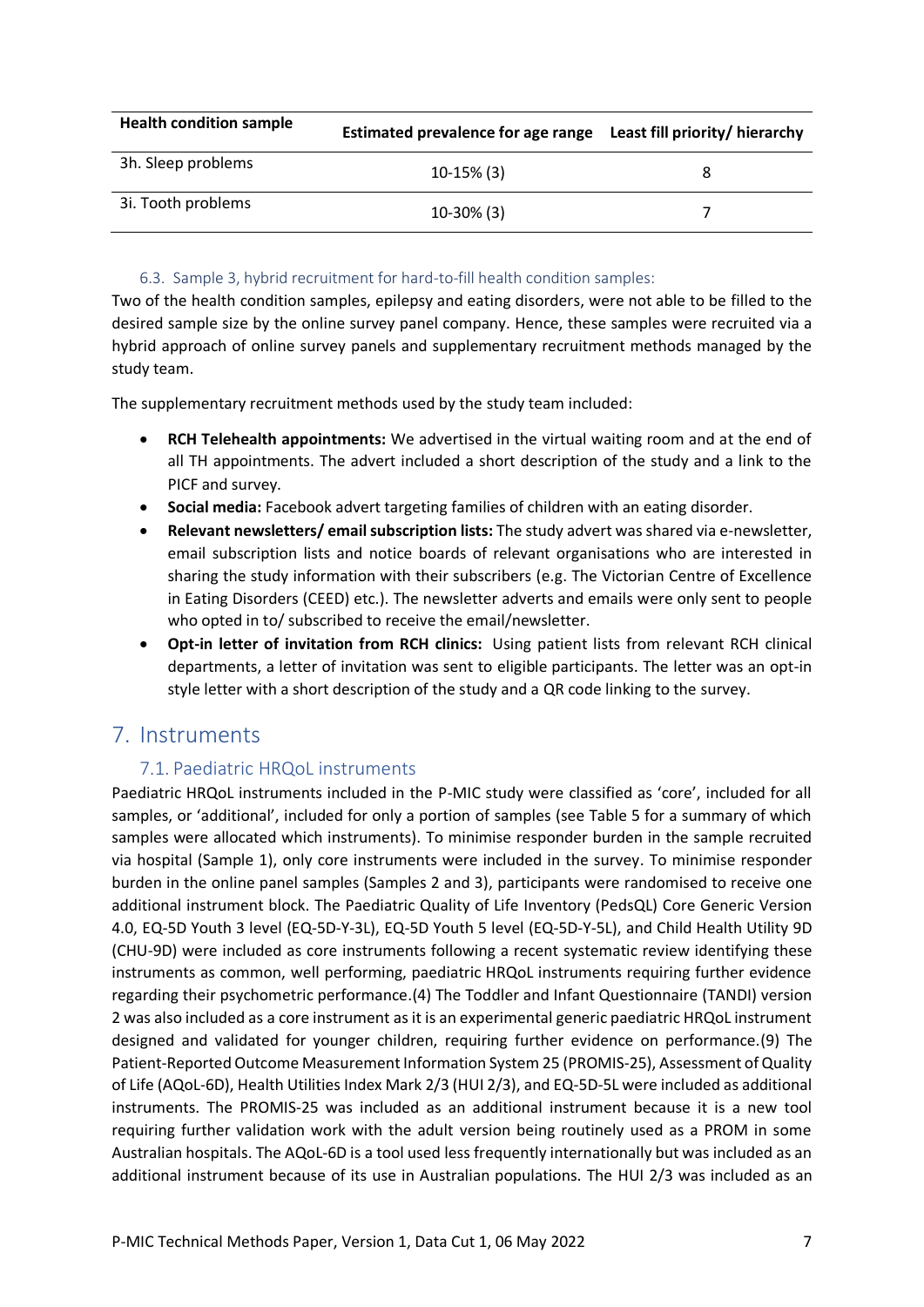| Health condition sample | Estimated prevalence for age range | Least fill priority/ hierarchy |
| --- | --- | --- |
| 3h. Sleep problems | 10-15% (3) | 8 |
| 3i. Tooth problems | 10-30% (3) | 7 |

### 6.3. Sample 3, hybrid recruitment for hard-to-fill health condition samples:

Two of the health condition samples, epilepsy and eating disorders, were not able to be filled to the desired sample size by the online survey panel company. Hence, these samples were recruited via a hybrid approach of online survey panels and supplementary recruitment methods managed by the study team.

The supplementary recruitment methods used by the study team included:

- **RCH Telehealth appointments:** We advertised in the virtual waiting room and at the end of all TH appointments. The advert included a short description of the study and a link to the PICF and survey.
- **Social media:** Facebook advert targeting families of children with an eating disorder.
- **Relevant newsletters/ email subscription lists:** The study advert was shared via e-newsletter, email subscription lists and notice boards of relevant organisations who are interested in sharing the study information with their subscribers (e.g. The Victorian Centre of Excellence in Eating Disorders (CEED) etc.). The newsletter adverts and emails were only sent to people who opted in to/ subscribed to receive the email/newsletter.
- **Opt-in letter of invitation from RCH clinics:** Using patient lists from relevant RCH clinical departments, a letter of invitation was sent to eligible participants. The letter was an opt-in style letter with a short description of the study and a QR code linking to the survey.

## 7. Instruments

### 7.1. Paediatric HRQoL instruments

Paediatric HRQoL instruments included in the P-MIC study were classified as 'core', included for all samples, or 'additional', included for only a portion of samples (see Table 5 for a summary of which samples were allocated which instruments). To minimise responder burden in the sample recruited via hospital (Sample 1), only core instruments were included in the survey. To minimise responder burden in the online panel samples (Samples 2 and 3), participants were randomised to receive one additional instrument block. The Paediatric Quality of Life Inventory (PedsQL) Core Generic Version 4.0, EQ-5D Youth 3 level (EQ-5D-Y-3L), EQ-5D Youth 5 level (EQ-5D-Y-5L), and Child Health Utility 9D (CHU-9D) were included as core instruments following a recent systematic review identifying these instruments as common, well performing, paediatric HRQoL instruments requiring further evidence regarding their psychometric performance.(4) The Toddler and Infant Questionnaire (TANDI) version 2 was also included as a core instrument as it is an experimental generic paediatric HRQoL instrument designed and validated for younger children, requiring further evidence on performance.(9) The Patient-Reported Outcome Measurement Information System 25 (PROMIS-25), Assessment of Quality of Life (AQoL-6D), Health Utilities Index Mark 2/3 (HUI 2/3), and EQ-5D-5L were included as additional instruments. The PROMIS-25 was included as an additional instrument because it is a new tool requiring further validation work with the adult version being routinely used as a PROM in some Australian hospitals. The AQoL-6D is a tool used less frequently internationally but was included as an additional instrument because of its use in Australian populations. The HUI 2/3 was included as an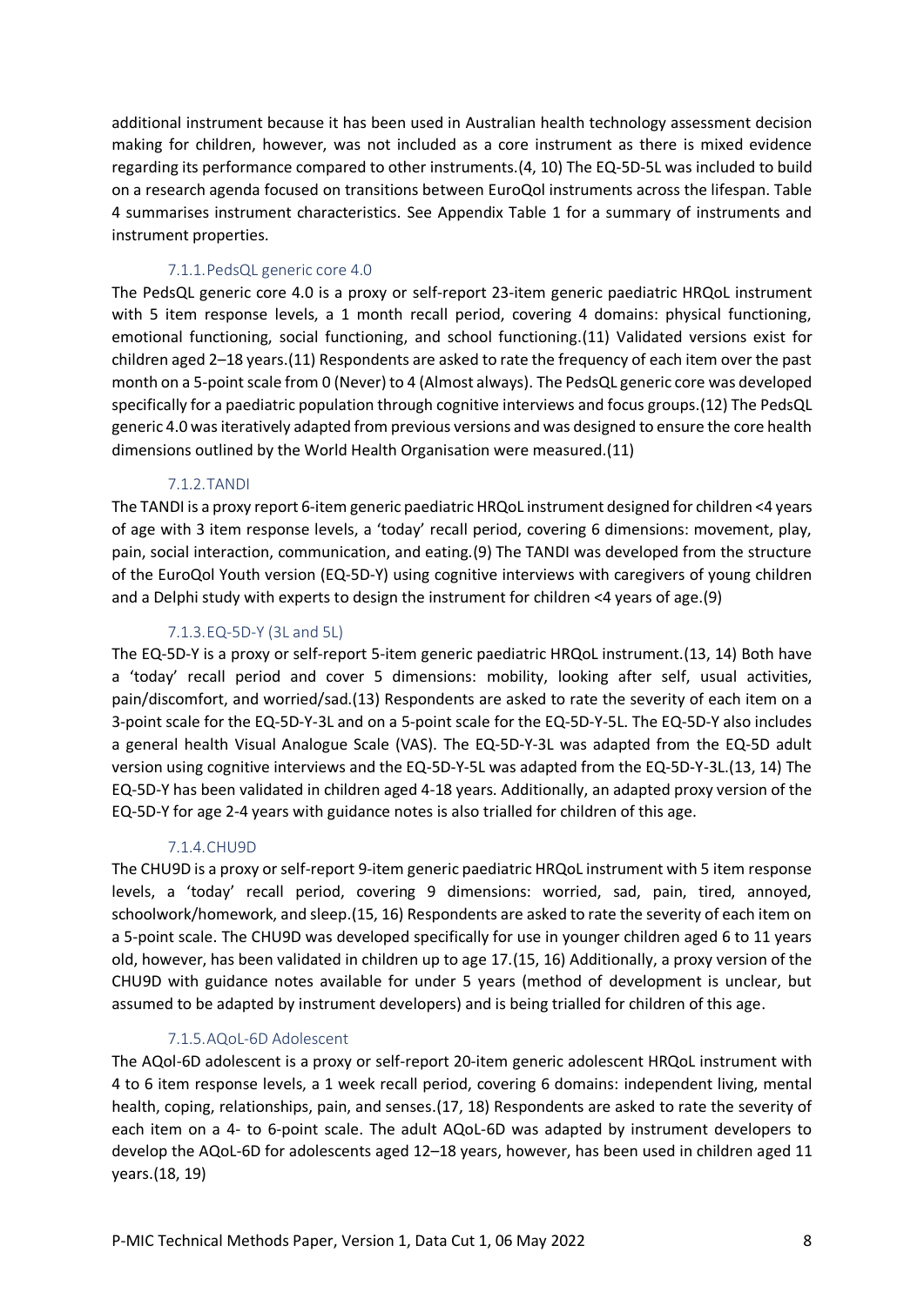additional instrument because it has been used in Australian health technology assessment decision making for children, however, was not included as a core instrument as there is mixed evidence regarding its performance compared to other instruments.(4, 10) The EQ-5D-5L was included to build on a research agenda focused on transitions between EuroQol instruments across the lifespan. Table 4 summarises instrument characteristics. See Appendix Table 1 for a summary of instruments and instrument properties.

#### 7.1.1. PedsQL generic core 4.0

The PedsQL generic core 4.0 is a proxy or self-report 23-item generic paediatric HRQoL instrument with 5 item response levels, a 1 month recall period, covering 4 domains: physical functioning, emotional functioning, social functioning, and school functioning.(11) Validated versions exist for children aged 2–18 years.(11) Respondents are asked to rate the frequency of each item over the past month on a 5-point scale from 0 (Never) to 4 (Almost always). The PedsQL generic core was developed specifically for a paediatric population through cognitive interviews and focus groups.(12) The PedsQL generic 4.0 was iteratively adapted from previous versions and was designed to ensure the core health dimensions outlined by the World Health Organisation were measured.(11)

#### 7.1.2. TANDI

The TANDI is a proxy report 6-item generic paediatric HRQoL instrument designed for children <4 years of age with 3 item response levels, a 'today' recall period, covering 6 dimensions: movement, play, pain, social interaction, communication, and eating.(9) The TANDI was developed from the structure of the EuroQol Youth version (EQ-5D-Y) using cognitive interviews with caregivers of young children and a Delphi study with experts to design the instrument for children <4 years of age.(9)

#### 7.1.3. EQ-5D-Y (3L and 5L)

The EQ-5D-Y is a proxy or self-report 5-item generic paediatric HRQoL instrument.(13, 14) Both have a 'today' recall period and cover 5 dimensions: mobility, looking after self, usual activities, pain/discomfort, and worried/sad.(13) Respondents are asked to rate the severity of each item on a 3-point scale for the EQ-5D-Y-3L and on a 5-point scale for the EQ-5D-Y-5L. The EQ-5D-Y also includes a general health Visual Analogue Scale (VAS). The EQ-5D-Y-3L was adapted from the EQ-5D adult version using cognitive interviews and the EQ-5D-Y-5L was adapted from the EQ-5D-Y-3L.(13, 14) The EQ-5D-Y has been validated in children aged 4-18 years. Additionally, an adapted proxy version of the EQ-5D-Y for age 2-4 years with guidance notes is also trialled for children of this age.

#### 7.1.4. CHU9D

The CHU9D is a proxy or self-report 9-item generic paediatric HRQoL instrument with 5 item response levels, a 'today' recall period, covering 9 dimensions: worried, sad, pain, tired, annoyed, schoolwork/homework, and sleep.(15, 16) Respondents are asked to rate the severity of each item on a 5-point scale. The CHU9D was developed specifically for use in younger children aged 6 to 11 years old, however, has been validated in children up to age 17.(15, 16) Additionally, a proxy version of the CHU9D with guidance notes available for under 5 years (method of development is unclear, but assumed to be adapted by instrument developers) and is being trialled for children of this age.

#### 7.1.5. AQoL-6D Adolescent

The AQol-6D adolescent is a proxy or self-report 20-item generic adolescent HRQoL instrument with 4 to 6 item response levels, a 1 week recall period, covering 6 domains: independent living, mental health, coping, relationships, pain, and senses.(17, 18) Respondents are asked to rate the severity of each item on a 4- to 6-point scale. The adult AQoL-6D was adapted by instrument developers to develop the AQoL-6D for adolescents aged 12–18 years, however, has been used in children aged 11 years.(18, 19)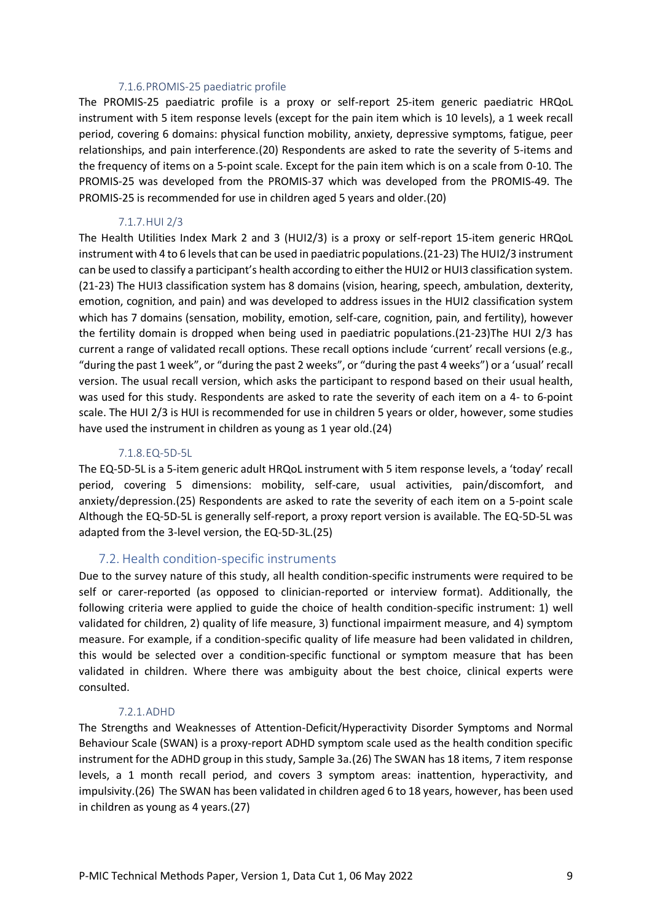#### 7.1.6. PROMIS-25 paediatric profile

The PROMIS-25 paediatric profile is a proxy or self-report 25-item generic paediatric HRQoL instrument with 5 item response levels (except for the pain item which is 10 levels), a 1 week recall period, covering 6 domains: physical function mobility, anxiety, depressive symptoms, fatigue, peer relationships, and pain interference.(20) Respondents are asked to rate the severity of 5-items and the frequency of items on a 5-point scale. Except for the pain item which is on a scale from 0-10. The PROMIS-25 was developed from the PROMIS-37 which was developed from the PROMIS-49. The PROMIS-25 is recommended for use in children aged 5 years and older.(20)

#### 7.1.7. HUI 2/3

The Health Utilities Index Mark 2 and 3 (HUI2/3) is a proxy or self-report 15-item generic HRQoL instrument with 4 to 6 levels that can be used in paediatric populations.(21-23) The HUI2/3 instrument can be used to classify a participant's health according to either the HUI2 or HUI3 classification system.(21-23) The HUI3 classification system has 8 domains (vision, hearing, speech, ambulation, dexterity, emotion, cognition, and pain) and was developed to address issues in the HUI2 classification system which has 7 domains (sensation, mobility, emotion, self-care, cognition, pain, and fertility), however the fertility domain is dropped when being used in paediatric populations.(21-23)The HUI 2/3 has current a range of validated recall options. These recall options include 'current' recall versions (e.g., "during the past 1 week", or "during the past 2 weeks", or "during the past 4 weeks") or a 'usual' recall version. The usual recall version, which asks the participant to respond based on their usual health, was used for this study. Respondents are asked to rate the severity of each item on a 4- to 6-point scale. The HUI 2/3 is HUI is recommended for use in children 5 years or older, however, some studies have used the instrument in children as young as 1 year old.(24)

#### 7.1.8. EQ-5D-5L

The EQ-5D-5L is a 5-item generic adult HRQoL instrument with 5 item response levels, a 'today' recall period, covering 5 dimensions: mobility, self-care, usual activities, pain/discomfort, and anxiety/depression.(25) Respondents are asked to rate the severity of each item on a 5-point scale Although the EQ-5D-5L is generally self-report, a proxy report version is available. The EQ-5D-5L was adapted from the 3-level version, the EQ-5D-3L.(25)

### 7.2. Health condition-specific instruments

Due to the survey nature of this study, all health condition-specific instruments were required to be self or carer-reported (as opposed to clinician-reported or interview format). Additionally, the following criteria were applied to guide the choice of health condition-specific instrument: 1) well validated for children, 2) quality of life measure, 3) functional impairment measure, and 4) symptom measure. For example, if a condition-specific quality of life measure had been validated in children, this would be selected over a condition-specific functional or symptom measure that has been validated in children. Where there was ambiguity about the best choice, clinical experts were consulted.

#### 7.2.1. ADHD

The Strengths and Weaknesses of Attention-Deficit/Hyperactivity Disorder Symptoms and Normal Behaviour Scale (SWAN) is a proxy-report ADHD symptom scale used as the health condition specific instrument for the ADHD group in this study, Sample 3a.(26) The SWAN has 18 items, 7 item response levels, a 1 month recall period, and covers 3 symptom areas: inattention, hyperactivity, and impulsivity.(26) The SWAN has been validated in children aged 6 to 18 years, however, has been used in children as young as 4 years.(27)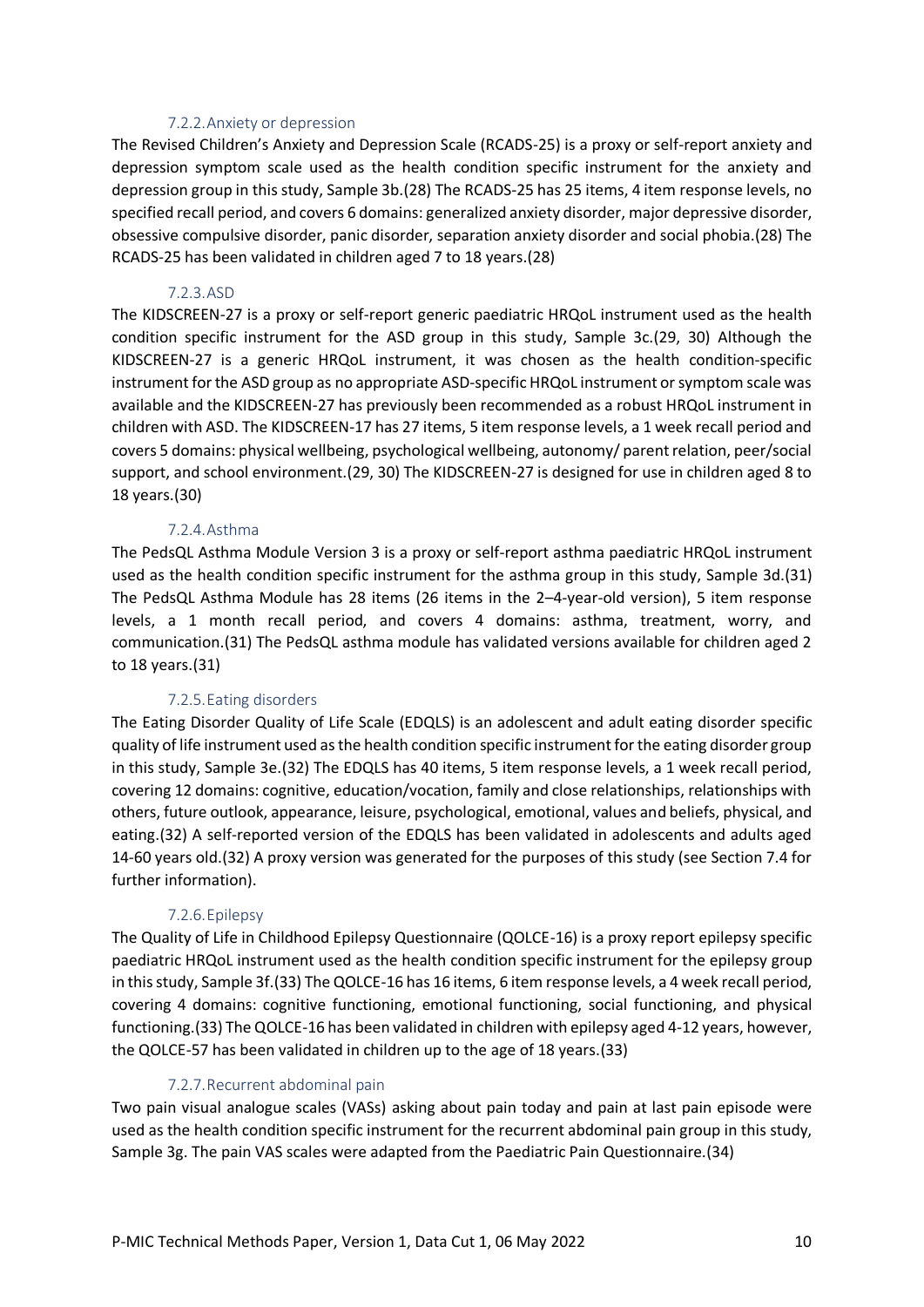#### 7.2.2. Anxiety or depression

The Revised Children's Anxiety and Depression Scale (RCADS-25) is a proxy or self-report anxiety and depression symptom scale used as the health condition specific instrument for the anxiety and depression group in this study, Sample 3b.(28) The RCADS-25 has 25 items, 4 item response levels, no specified recall period, and covers 6 domains: generalized anxiety disorder, major depressive disorder, obsessive compulsive disorder, panic disorder, separation anxiety disorder and social phobia.(28) The RCADS-25 has been validated in children aged 7 to 18 years.(28)

#### 7.2.3. ASD

The KIDSCREEN-27 is a proxy or self-report generic paediatric HRQoL instrument used as the health condition specific instrument for the ASD group in this study, Sample 3c.(29, 30) Although the KIDSCREEN-27 is a generic HRQoL instrument, it was chosen as the health condition-specific instrument for the ASD group as no appropriate ASD-specific HRQoL instrument or symptom scale was available and the KIDSCREEN-27 has previously been recommended as a robust HRQoL instrument in children with ASD. The KIDSCREEN-17 has 27 items, 5 item response levels, a 1 week recall period and covers 5 domains: physical wellbeing, psychological wellbeing, autonomy/ parent relation, peer/social support, and school environment.(29, 30) The KIDSCREEN-27 is designed for use in children aged 8 to 18 years.(30)

#### 7.2.4. Asthma

The PedsQL Asthma Module Version 3 is a proxy or self-report asthma paediatric HRQoL instrument used as the health condition specific instrument for the asthma group in this study, Sample 3d.(31) The PedsQL Asthma Module has 28 items (26 items in the 2–4-year-old version), 5 item response levels, a 1 month recall period, and covers 4 domains: asthma, treatment, worry, and communication.(31) The PedsQL asthma module has validated versions available for children aged 2 to 18 years.(31)

#### 7.2.5. Eating disorders

The Eating Disorder Quality of Life Scale (EDQLS) is an adolescent and adult eating disorder specific quality of life instrument used as the health condition specific instrument for the eating disorder group in this study, Sample 3e.(32) The EDQLS has 40 items, 5 item response levels, a 1 week recall period, covering 12 domains: cognitive, education/vocation, family and close relationships, relationships with others, future outlook, appearance, leisure, psychological, emotional, values and beliefs, physical, and eating.(32) A self-reported version of the EDQLS has been validated in adolescents and adults aged 14-60 years old.(32) A proxy version was generated for the purposes of this study (see Section 7.4 for further information).

#### 7.2.6. Epilepsy

The Quality of Life in Childhood Epilepsy Questionnaire (QOLCE-16) is a proxy report epilepsy specific paediatric HRQoL instrument used as the health condition specific instrument for the epilepsy group in this study, Sample 3f.(33) The QOLCE-16 has 16 items, 6 item response levels, a 4 week recall period, covering 4 domains: cognitive functioning, emotional functioning, social functioning, and physical functioning.(33) The QOLCE-16 has been validated in children with epilepsy aged 4-12 years, however, the QOLCE-57 has been validated in children up to the age of 18 years.(33)

#### 7.2.7. Recurrent abdominal pain

Two pain visual analogue scales (VASs) asking about pain today and pain at last pain episode were used as the health condition specific instrument for the recurrent abdominal pain group in this study, Sample 3g. The pain VAS scales were adapted from the Paediatric Pain Questionnaire.(34)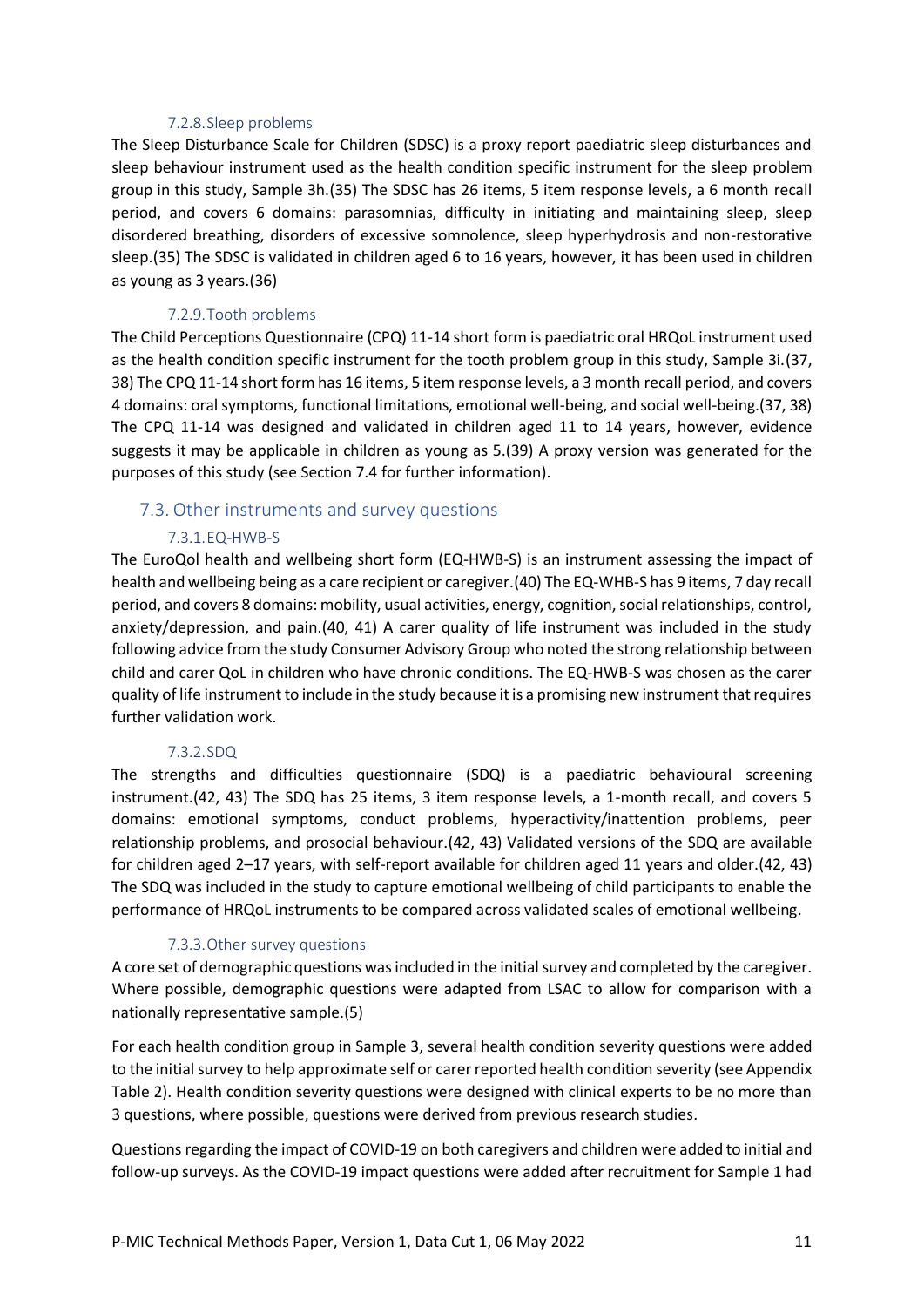#### 7.2.8. Sleep problems

The Sleep Disturbance Scale for Children (SDSC) is a proxy report paediatric sleep disturbances and sleep behaviour instrument used as the health condition specific instrument for the sleep problem group in this study, Sample 3h.(35) The SDSC has 26 items, 5 item response levels, a 6 month recall period, and covers 6 domains: parasomnias, difficulty in initiating and maintaining sleep, sleep disordered breathing, disorders of excessive somnolence, sleep hyperhydrosis and non-restorative sleep.(35) The SDSC is validated in children aged 6 to 16 years, however, it has been used in children as young as 3 years.(36)

#### 7.2.9. Tooth problems

The Child Perceptions Questionnaire (CPQ) 11-14 short form is paediatric oral HRQoL instrument used as the health condition specific instrument for the tooth problem group in this study, Sample 3i.(37, 38) The CPQ 11-14 short form has 16 items, 5 item response levels, a 3 month recall period, and covers 4 domains: oral symptoms, functional limitations, emotional well-being, and social well-being.(37, 38) The CPQ 11-14 was designed and validated in children aged 11 to 14 years, however, evidence suggests it may be applicable in children as young as 5.(39) A proxy version was generated for the purposes of this study (see Section 7.4 for further information).

### 7.3. Other instruments and survey questions

#### 7.3.1. EQ-HWB-S

The EuroQol health and wellbeing short form (EQ-HWB-S) is an instrument assessing the impact of health and wellbeing being as a care recipient or caregiver.(40) The EQ-WHB-S has 9 items, 7 day recall period, and covers 8 domains: mobility, usual activities, energy, cognition, social relationships, control, anxiety/depression, and pain.(40, 41) A carer quality of life instrument was included in the study following advice from the study Consumer Advisory Group who noted the strong relationship between child and carer QoL in children who have chronic conditions. The EQ-HWB-S was chosen as the carer quality of life instrument to include in the study because it is a promising new instrument that requires further validation work.

#### 7.3.2. SDQ

The strengths and difficulties questionnaire (SDQ) is a paediatric behavioural screening instrument.(42, 43) The SDQ has 25 items, 3 item response levels, a 1-month recall, and covers 5 domains: emotional symptoms, conduct problems, hyperactivity/inattention problems, peer relationship problems, and prosocial behaviour.(42, 43) Validated versions of the SDQ are available for children aged 2–17 years, with self-report available for children aged 11 years and older.(42, 43) The SDQ was included in the study to capture emotional wellbeing of child participants to enable the performance of HRQoL instruments to be compared across validated scales of emotional wellbeing.

#### 7.3.3. Other survey questions

A core set of demographic questions was included in the initial survey and completed by the caregiver. Where possible, demographic questions were adapted from LSAC to allow for comparison with a nationally representative sample.(5)

For each health condition group in Sample 3, several health condition severity questions were added to the initial survey to help approximate self or carer reported health condition severity (see Appendix Table 2). Health condition severity questions were designed with clinical experts to be no more than 3 questions, where possible, questions were derived from previous research studies.

Questions regarding the impact of COVID-19 on both caregivers and children were added to initial and follow-up surveys. As the COVID-19 impact questions were added after recruitment for Sample 1 had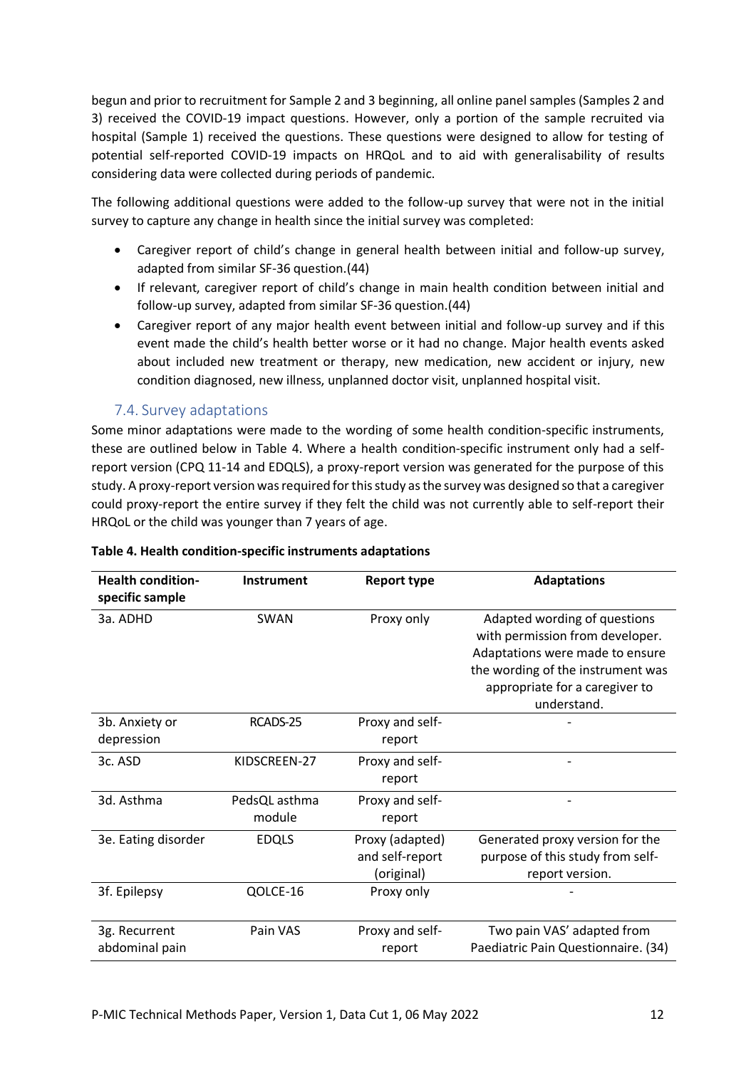begun and prior to recruitment for Sample 2 and 3 beginning, all online panel samples (Samples 2 and 3) received the COVID-19 impact questions. However, only a portion of the sample recruited via hospital (Sample 1) received the questions. These questions were designed to allow for testing of potential self-reported COVID-19 impacts on HRQoL and to aid with generalisability of results considering data were collected during periods of pandemic.

The following additional questions were added to the follow-up survey that were not in the initial survey to capture any change in health since the initial survey was completed:

- Caregiver report of child's change in general health between initial and follow-up survey, adapted from similar SF-36 question.(44)
- If relevant, caregiver report of child's change in main health condition between initial and follow-up survey, adapted from similar SF-36 question.(44)
- Caregiver report of any major health event between initial and follow-up survey and if this event made the child's health better worse or it had no change. Major health events asked about included new treatment or therapy, new medication, new accident or injury, new condition diagnosed, new illness, unplanned doctor visit, unplanned hospital visit.

### 7.4. Survey adaptations

Some minor adaptations were made to the wording of some health condition-specific instruments, these are outlined below in Table 4. Where a health condition-specific instrument only had a self-report version (CPQ 11-14 and EDQLS), a proxy-report version was generated for the purpose of this study. A proxy-report version was required for this study as the survey was designed so that a caregiver could proxy-report the entire survey if they felt the child was not currently able to self-report their HRQoL or the child was younger than 7 years of age.

**Table 4. Health condition-specific instruments adaptations**

| Health condition-specific sample | Instrument | Report type | Adaptations |
|---|---|---|---|
| 3a. ADHD | SWAN | Proxy only | Adapted wording of questions with permission from developer. Adaptations were made to ensure the wording of the instrument was appropriate for a caregiver to understand. |
| 3b. Anxiety or depression | RCADS-25 | Proxy and self-report | - |
| 3c. ASD | KIDSCREEN-27 | Proxy and self-report | - |
| 3d. Asthma | PedsQL asthma module | Proxy and self-report | - |
| 3e. Eating disorder | EDQLS | Proxy (adapted) and self-report (original) | Generated proxy version for the purpose of this study from self-report version. |
| 3f. Epilepsy | QOLCE-16 | Proxy only | - |
| 3g. Recurrent abdominal pain | Pain VAS | Proxy and self-report | Two pain VAS' adapted from Paediatric Pain Questionnaire. (34) |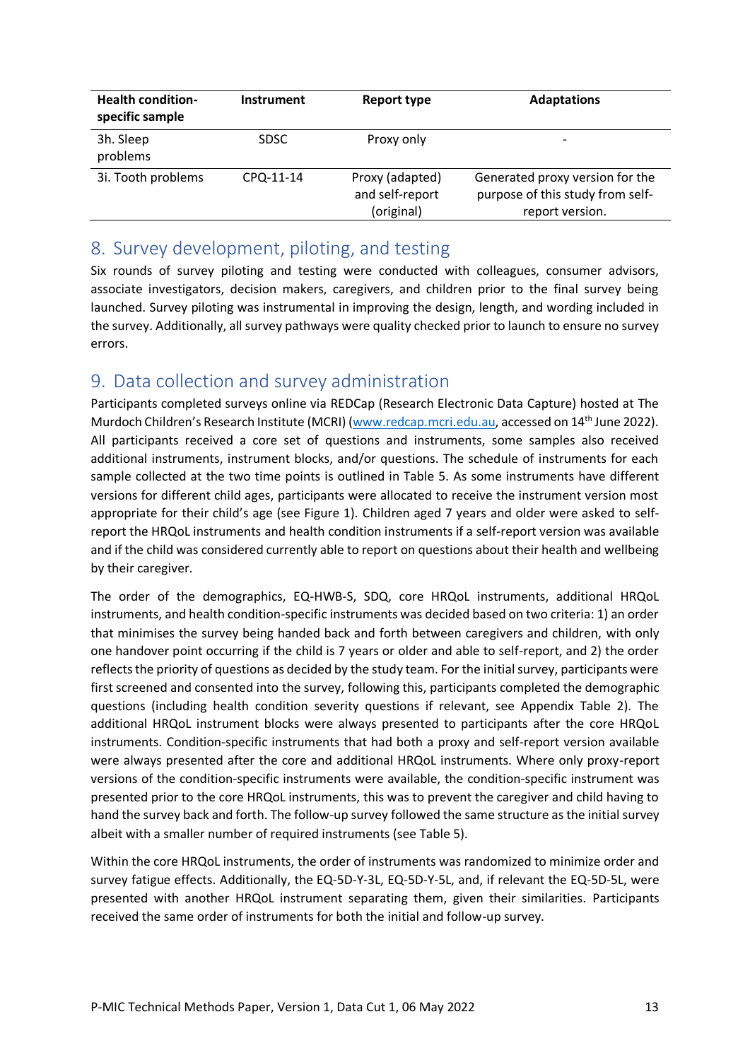| Health condition-specific sample | Instrument | Report type | Adaptations |
|---|---|---|---|
| 3h. Sleep problems | SDSC | Proxy only | - |
| 3i. Tooth problems | CPQ-11-14 | Proxy (adapted) and self-report (original) | Generated proxy version for the purpose of this study from self-report version. |

## 8. Survey development, piloting, and testing

Six rounds of survey piloting and testing were conducted with colleagues, consumer advisors, associate investigators, decision makers, caregivers, and children prior to the final survey being launched. Survey piloting was instrumental in improving the design, length, and wording included in the survey. Additionally, all survey pathways were quality checked prior to launch to ensure no survey errors.

## 9. Data collection and survey administration

Participants completed surveys online via REDCap (Research Electronic Data Capture) hosted at The Murdoch Children's Research Institute (MCRI) (www.redcap.mcri.edu.au, accessed on 14th June 2022). All participants received a core set of questions and instruments, some samples also received additional instruments, instrument blocks, and/or questions. The schedule of instruments for each sample collected at the two time points is outlined in Table 5. As some instruments have different versions for different child ages, participants were allocated to receive the instrument version most appropriate for their child's age (see Figure 1). Children aged 7 years and older were asked to self-report the HRQoL instruments and health condition instruments if a self-report version was available and if the child was considered currently able to report on questions about their health and wellbeing by their caregiver.

The order of the demographics, EQ-HWB-S, SDQ, core HRQoL instruments, additional HRQoL instruments, and health condition-specific instruments was decided based on two criteria: 1) an order that minimises the survey being handed back and forth between caregivers and children, with only one handover point occurring if the child is 7 years or older and able to self-report, and 2) the order reflects the priority of questions as decided by the study team. For the initial survey, participants were first screened and consented into the survey, following this, participants completed the demographic questions (including health condition severity questions if relevant, see Appendix Table 2). The additional HRQoL instrument blocks were always presented to participants after the core HRQoL instruments. Condition-specific instruments that had both a proxy and self-report version available were always presented after the core and additional HRQoL instruments. Where only proxy-report versions of the condition-specific instruments were available, the condition-specific instrument was presented prior to the core HRQoL instruments, this was to prevent the caregiver and child having to hand the survey back and forth. The follow-up survey followed the same structure as the initial survey albeit with a smaller number of required instruments (see Table 5).

Within the core HRQoL instruments, the order of instruments was randomized to minimize order and survey fatigue effects. Additionally, the EQ-5D-Y-3L, EQ-5D-Y-5L, and, if relevant the EQ-5D-5L, were presented with another HRQoL instrument separating them, given their similarities. Participants received the same order of instruments for both the initial and follow-up survey.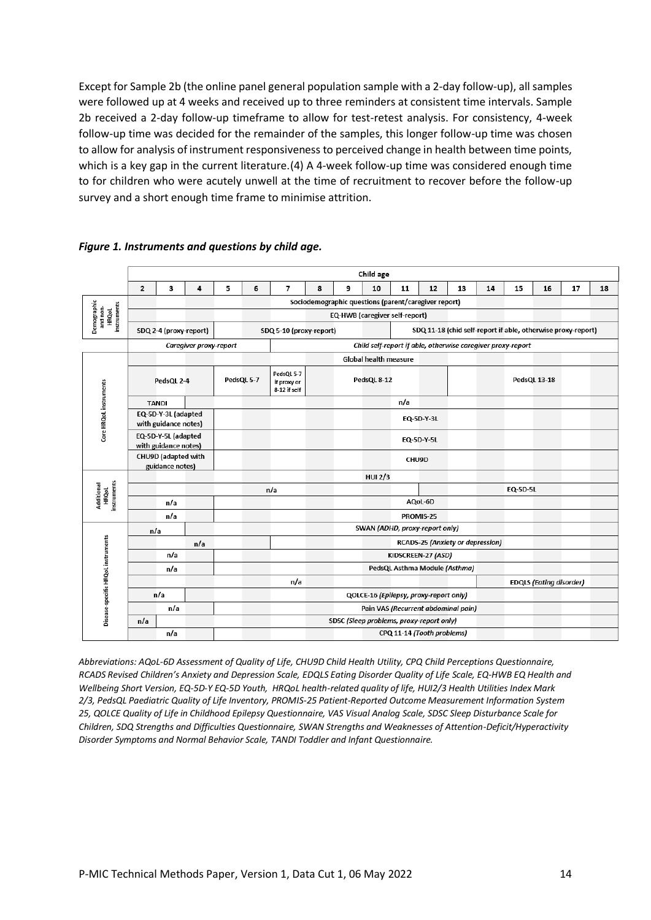Except for Sample 2b (the online panel general population sample with a 2-day follow-up), all samples were followed up at 4 weeks and received up to three reminders at consistent time intervals. Sample 2b received a 2-day follow-up timeframe to allow for test-retest analysis. For consistency, 4-week follow-up time was decided for the remainder of the samples, this longer follow-up time was chosen to allow for analysis of instrument responsiveness to perceived change in health between time points, which is a key gap in the current literature.(4) A 4-week follow-up time was considered enough time to for children who were acutely unwell at the time of recruitment to recover before the follow-up survey and a short enough time frame to minimise attrition.

***Figure 1. Instruments and questions by child age.***

| | Child age | | | | | | | | | | | | | | | | |
|---|---|---|---|---|---|---|---|---|---|---|---|---|---|---|---|---|---|
| | 2 | 3 | 4 | 5 | 6 | 7 | 8 | 9 | 10 | 11 | 12 | 13 | 14 | 15 | 16 | 17 | 18 |
| Demographic and non-HRQoL instruments | Sociodemographic questions (parent/caregiver report) | | | | | | | | | | | | | | | | |
| | EQ-HWB (caregiver self-report) | | | | | | | | | | | | | | | | |
| | SDQ 2-4 (proxy-report) | | | SDQ 5-10 (proxy-report) | | | | | | SDQ 11-18 (chid self-report if able, otherwise proxy-report) | | | | | | | |
| Core HRQoL instruments | *Caregiver proxy-report* | | | | | *Child self-report if able, otherwise caregiver proxy-report* | | | | | | | | | | | |
| | Global health measure | | | | | | | | | | | | | | | | |
| | PedsQL 2-4 | | | PedsQL 5-7 | | PedsQL 5-7 if proxy or 8-12 if self | PedsQL 8-12 | | | | | PedsQL 13-18 | | | | | |
| | TANDI | | n/a | | | | | | | | | | | | | | |
| | EQ-5D-Y-3L (adapted with guidance notes) | | | EQ-5D-Y-3L | | | | | | | | | | | | | |
| | EQ-5D-Y-5L (adapted with guidance notes) | | | EQ-5D-Y-5L | | | | | | | | | | | | | |
| | CHU9D (adapted with guidance notes) | | | CHU9D | | | | | | | | | | | | | |
| Additional HRQoL instruments | HUI 2/3 | | | | | | | | | | | | | | | | |
| | n/a | | | | | | | | | | | EQ-5D-5L | | | | | |
| | n/a | | | AQoL-6D | | | | | | | | | | | | | |
| | n/a | | | PROMIS-25 | | | | | | | | | | | | | |
| Disease-specific HRQoL instruments | n/a | | SWAN *(ADHD, proxy-report only)* | | | | | | | | | | | | | | |
| | n/a | | | | | RCADS-25 *(Anxiety or depression)* | | | | | | | | | | | |
| | n/a | | | KIDSCREEN-27 *(ASD)* | | | | | | | | | | | | | |
| | n/a | | | PedsQL Asthma Module *(Asthma)* | | | | | | | | | | | | | |
| | n/a | | | | | | | | | | | | | EDQLS *(Eating disorder)* | | | |
| | n/a | | QOLCE-16 *(Epilepsy, proxy-report only)* | | | | | | | | | | | | | | |
| | n/a | | | Pain VAS *(Recurrent abdominal pain)* | | | | | | | | | | | | | |
| | n/a | SDSC *(Sleep problems, proxy-report only)* | | | | | | | | | | | | | | | |
| | n/a | | | CPQ 11-14 *(Tooth problems)* | | | | | | | | | | | | | |

*Abbreviations: AQoL-6D Assessment of Quality of Life, CHU9D Child Health Utility, CPQ Child Perceptions Questionnaire, RCADS Revised Children's Anxiety and Depression Scale, EDQLS Eating Disorder Quality of Life Scale, EQ-HWB EQ Health and Wellbeing Short Version, EQ-5D-Y EQ-5D Youth, HRQoL health-related quality of life, HUI2/3 Health Utilities Index Mark 2/3, PedsQL Paediatric Quality of Life Inventory, PROMIS-25 Patient-Reported Outcome Measurement Information System 25, QOLCE Quality of Life in Childhood Epilepsy Questionnaire, VAS Visual Analog Scale, SDSC Sleep Disturbance Scale for Children, SDQ Strengths and Difficulties Questionnaire, SWAN Strengths and Weaknesses of Attention-Deficit/Hyperactivity Disorder Symptoms and Normal Behavior Scale, TANDI Toddler and Infant Questionnaire.*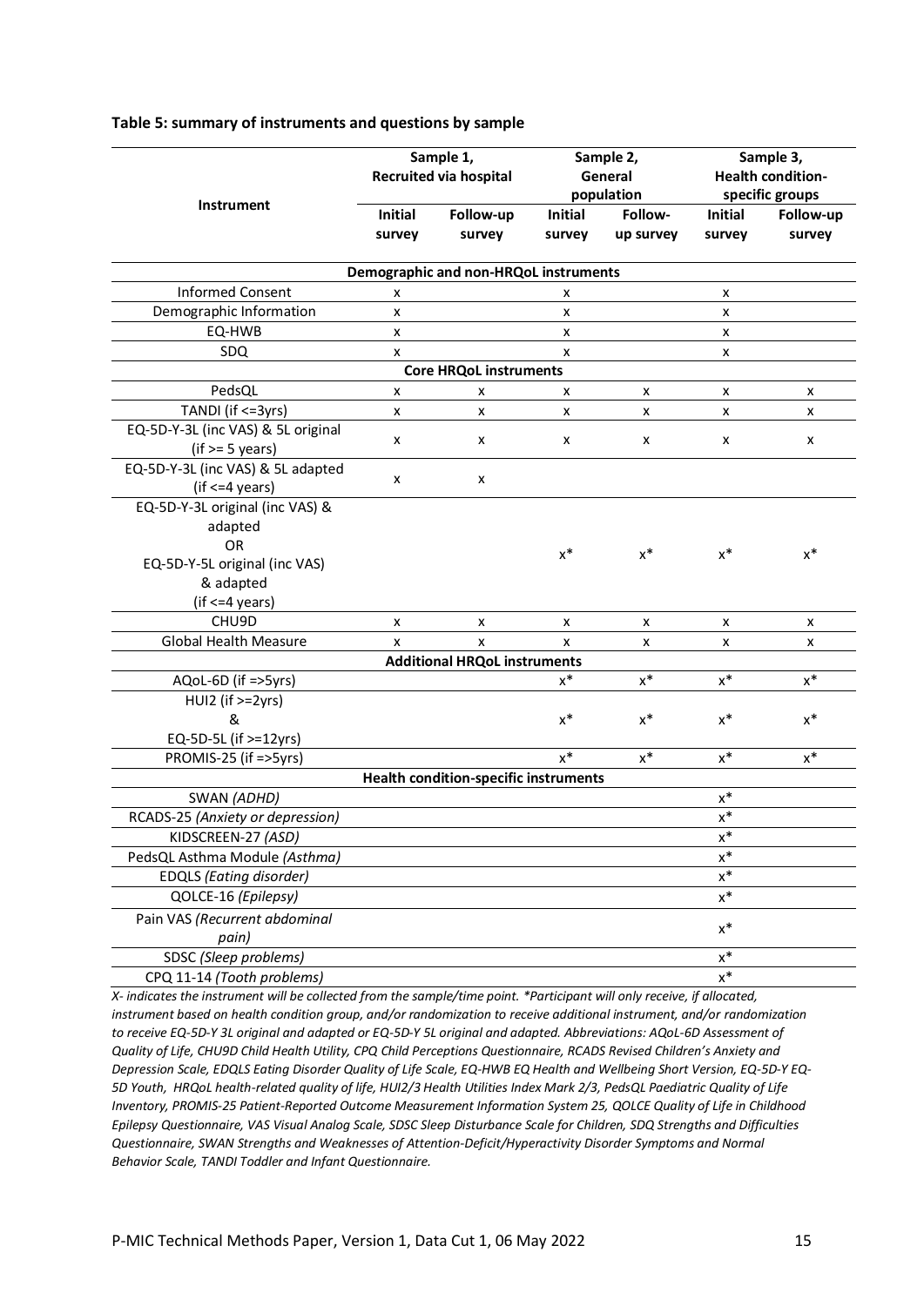**Table 5: summary of instruments and questions by sample**

| Instrument | Sample 1, Recruited via hospital | | Sample 2, General population | | Sample 3, Health condition-specific groups | |
|---|---|---|---|---|---|---|
| | Initial survey | Follow-up survey | Initial survey | Follow-up survey | Initial survey | Follow-up survey |
| **Demographic and non-HRQoL instruments** | | | | | | |
| Informed Consent | x | | x | | x | |
| Demographic Information | x | | x | | x | |
| EQ-HWB | x | | x | | x | |
| SDQ | x | | x | | x | |
| **Core HRQoL instruments** | | | | | | |
| PedsQL | x | x | x | x | x | x |
| TANDI (if <=3yrs) | x | x | x | x | x | x |
| EQ-5D-Y-3L (inc VAS) & 5L original (if >= 5 years) | x | x | x | x | x | x |
| EQ-5D-Y-3L (inc VAS) & 5L adapted (if <=4 years) | x | x | | | | |
| EQ-5D-Y-3L original (inc VAS) & adapted OR EQ-5D-Y-5L original (inc VAS) & adapted (if <=4 years) | | | x* | x* | x* | x* |
| CHU9D | x | x | x | x | x | x |
| Global Health Measure | x | x | x | x | x | x |
| **Additional HRQoL instruments** | | | | | | |
| AQoL-6D (if =>5yrs) | | | x* | x* | x* | x* |
| HUI2 (if >=2yrs) & EQ-5D-5L (if >=12yrs) | | | x* | x* | x* | x* |
| PROMIS-25 (if =>5yrs) | | | x* | x* | x* | x* |
| **Health condition-specific instruments** | | | | | | |
| SWAN *(ADHD)* | | | | | x* | |
| RCADS-25 *(Anxiety or depression)* | | | | | x* | |
| KIDSCREEN-27 *(ASD)* | | | | | x* | |
| PedsQL Asthma Module *(Asthma)* | | | | | x* | |
| EDQLS *(Eating disorder)* | | | | | x* | |
| QOLCE-16 *(Epilepsy)* | | | | | x* | |
| Pain VAS *(Recurrent abdominal pain)* | | | | | x* | |
| SDSC *(Sleep problems)* | | | | | x* | |
| CPQ 11-14 *(Tooth problems)* | | | | | x* | |

*X- indicates the instrument will be collected from the sample/time point. *Participant will only receive, if allocated, instrument based on health condition group, and/or randomization to receive additional instrument, and/or randomization to receive EQ-5D-Y 3L original and adapted or EQ-5D-Y 5L original and adapted. Abbreviations: AQoL-6D Assessment of Quality of Life, CHU9D Child Health Utility, CPQ Child Perceptions Questionnaire, RCADS Revised Children's Anxiety and Depression Scale, EDQLS Eating Disorder Quality of Life Scale, EQ-HWB EQ Health and Wellbeing Short Version, EQ-5D-Y EQ-5D Youth, HRQoL health-related quality of life, HUI2/3 Health Utilities Index Mark 2/3, PedsQL Paediatric Quality of Life Inventory, PROMIS-25 Patient-Reported Outcome Measurement Information System 25, QOLCE Quality of Life in Childhood Epilepsy Questionnaire, VAS Visual Analog Scale, SDSC Sleep Disturbance Scale for Children, SDQ Strengths and Difficulties Questionnaire, SWAN Strengths and Weaknesses of Attention-Deficit/Hyperactivity Disorder Symptoms and Normal Behavior Scale, TANDI Toddler and Infant Questionnaire.*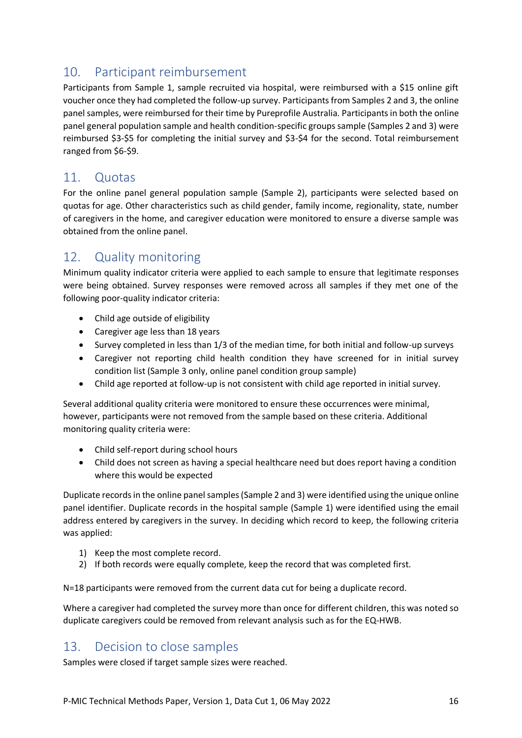## 10. Participant reimbursement

Participants from Sample 1, sample recruited via hospital, were reimbursed with a $15 online gift voucher once they had completed the follow-up survey. Participants from Samples 2 and 3, the online panel samples, were reimbursed for their time by Pureprofile Australia. Participants in both the online panel general population sample and health condition-specific groups sample (Samples 2 and 3) were reimbursed $3-$5 for completing the initial survey and $3-$4 for the second. Total reimbursement ranged from $6-$9.

## 11. Quotas

For the online panel general population sample (Sample 2), participants were selected based on quotas for age. Other characteristics such as child gender, family income, regionality, state, number of caregivers in the home, and caregiver education were monitored to ensure a diverse sample was obtained from the online panel.

## 12. Quality monitoring

Minimum quality indicator criteria were applied to each sample to ensure that legitimate responses were being obtained. Survey responses were removed across all samples if they met one of the following poor-quality indicator criteria:

- Child age outside of eligibility
- Caregiver age less than 18 years
- Survey completed in less than 1/3 of the median time, for both initial and follow-up surveys
- Caregiver not reporting child health condition they have screened for in initial survey condition list (Sample 3 only, online panel condition group sample)
- Child age reported at follow-up is not consistent with child age reported in initial survey.

Several additional quality criteria were monitored to ensure these occurrences were minimal, however, participants were not removed from the sample based on these criteria. Additional monitoring quality criteria were:

- Child self-report during school hours
- Child does not screen as having a special healthcare need but does report having a condition where this would be expected

Duplicate records in the online panel samples (Sample 2 and 3) were identified using the unique online panel identifier. Duplicate records in the hospital sample (Sample 1) were identified using the email address entered by caregivers in the survey. In deciding which record to keep, the following criteria was applied:

1) Keep the most complete record.
2) If both records were equally complete, keep the record that was completed first.

N=18 participants were removed from the current data cut for being a duplicate record.

Where a caregiver had completed the survey more than once for different children, this was noted so duplicate caregivers could be removed from relevant analysis such as for the EQ-HWB.

## 13. Decision to close samples

Samples were closed if target sample sizes were reached.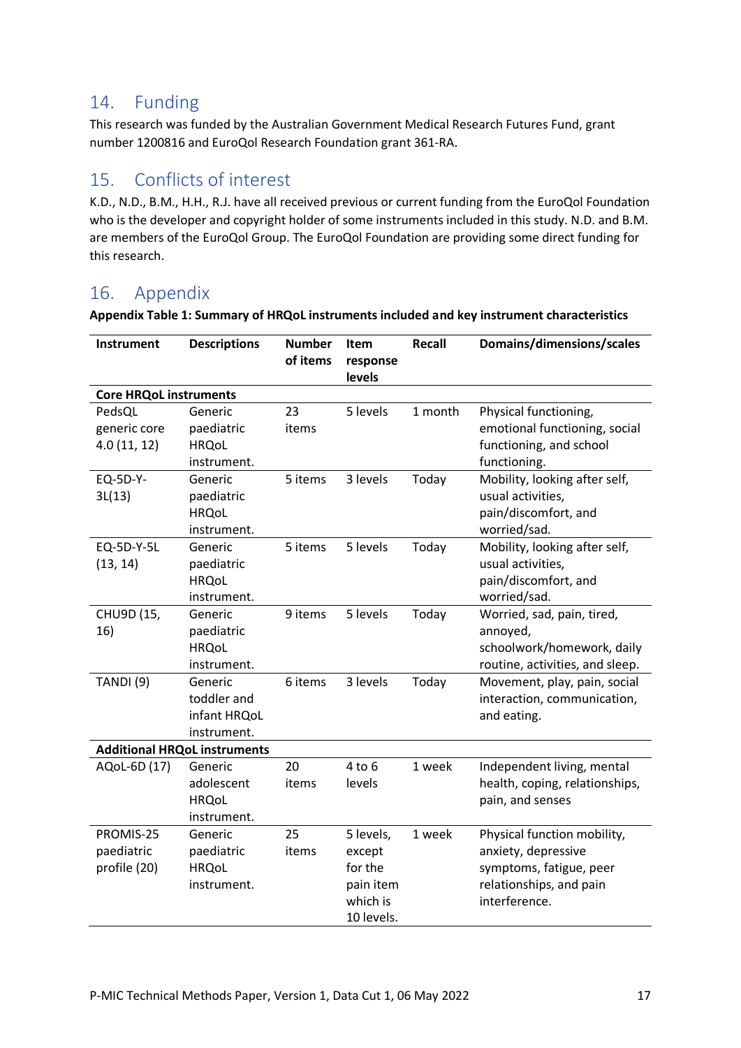## 14. Funding

This research was funded by the Australian Government Medical Research Futures Fund, grant number 1200816 and EuroQol Research Foundation grant 361-RA.

## 15. Conflicts of interest

K.D., N.D., B.M., H.H., R.J. have all received previous or current funding from the EuroQol Foundation who is the developer and copyright holder of some instruments included in this study. N.D. and B.M. are members of the EuroQol Group. The EuroQol Foundation are providing some direct funding for this research.

## 16. Appendix

**Appendix Table 1: Summary of HRQoL instruments included and key instrument characteristics**

| Instrument | Descriptions | Number of items | Item response levels | Recall | Domains/dimensions/scales |
|---|---|---|---|---|---|
| **Core HRQoL instruments** | | | | | |
| PedsQL generic core 4.0 (11, 12) | Generic paediatric HRQoL instrument. | 23 items | 5 levels | 1 month | Physical functioning, emotional functioning, social functioning, and school functioning. |
| EQ-5D-Y-3L(13) | Generic paediatric HRQoL instrument. | 5 items | 3 levels | Today | Mobility, looking after self, usual activities, pain/discomfort, and worried/sad. |
| EQ-5D-Y-5L (13, 14) | Generic paediatric HRQoL instrument. | 5 items | 5 levels | Today | Mobility, looking after self, usual activities, pain/discomfort, and worried/sad. |
| CHU9D (15, 16) | Generic paediatric HRQoL instrument. | 9 items | 5 levels | Today | Worried, sad, pain, tired, annoyed, schoolwork/homework, daily routine, activities, and sleep. |
| TANDI (9) | Generic toddler and infant HRQoL instrument. | 6 items | 3 levels | Today | Movement, play, pain, social interaction, communication, and eating. |
| **Additional HRQoL instruments** | | | | | |
| AQoL-6D (17) | Generic adolescent HRQoL instrument. | 20 items | 4 to 6 levels | 1 week | Independent living, mental health, coping, relationships, pain, and senses |
| PROMIS-25 paediatric profile (20) | Generic paediatric HRQoL instrument. | 25 items | 5 levels, except for the pain item which is 10 levels. | 1 week | Physical function mobility, anxiety, depressive symptoms, fatigue, peer relationships, and pain interference. |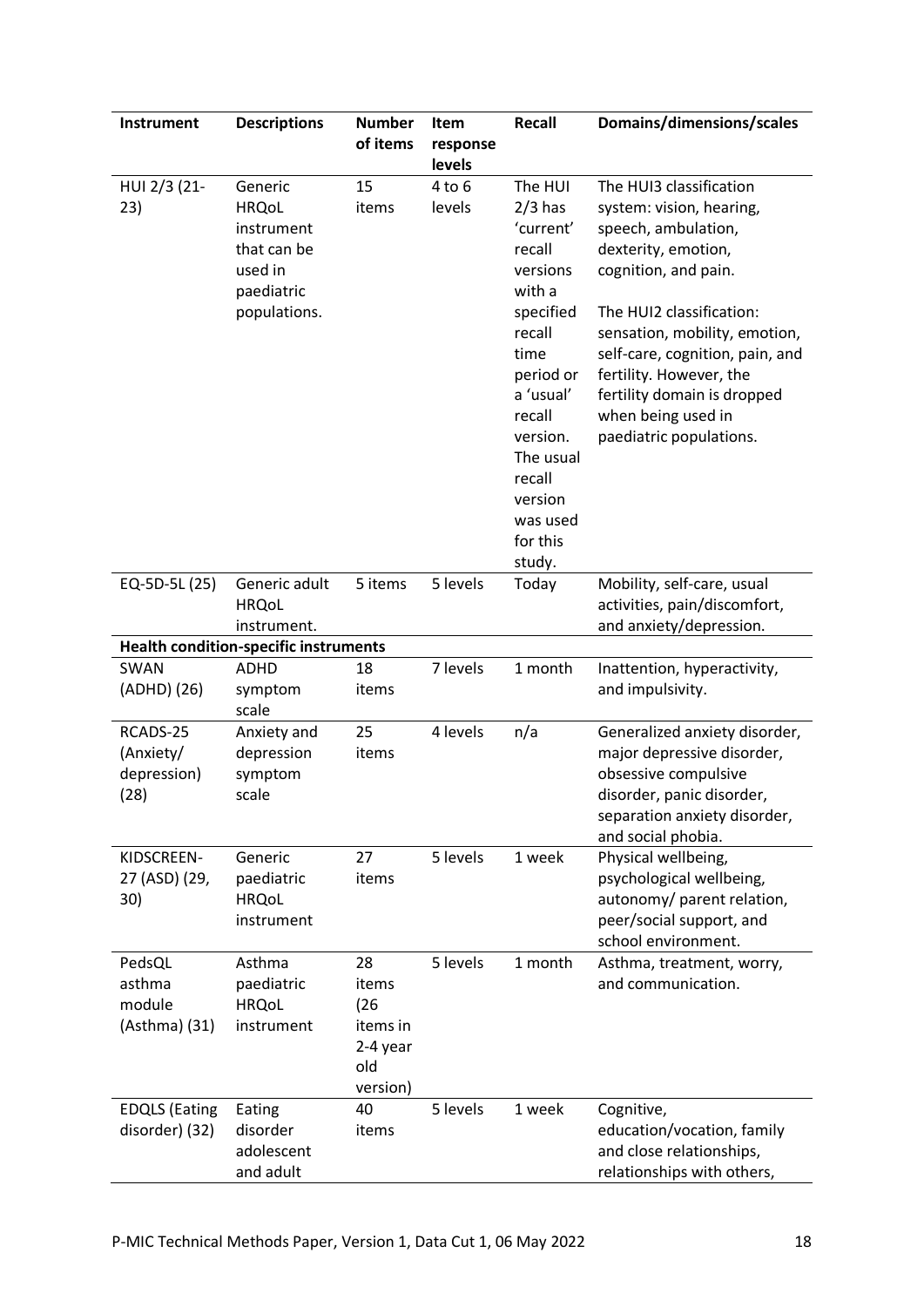| Instrument | Descriptions | Number of items | Item response levels | Recall | Domains/dimensions/scales |
|---|---|---|---|---|---|
| HUI 2/3 (21-23) | Generic HRQoL instrument that can be used in paediatric populations. | 15 items | 4 to 6 levels | The HUI 2/3 has 'current' recall versions with a specified recall time period or a 'usual' recall version. The usual recall version was used for this study. | The HUI3 classification system: vision, hearing, speech, ambulation, dexterity, emotion, cognition, and pain.<br><br>The HUI2 classification: sensation, mobility, emotion, self-care, cognition, pain, and fertility. However, the fertility domain is dropped when being used in paediatric populations. |
| EQ-5D-5L (25) | Generic adult HRQoL instrument. | 5 items | 5 levels | Today | Mobility, self-care, usual activities, pain/discomfort, and anxiety/depression. |
| **Health condition-specific instruments** | | | | | |
| SWAN (ADHD) (26) | ADHD symptom scale | 18 items | 7 levels | 1 month | Inattention, hyperactivity, and impulsivity. |
| RCADS-25 (Anxiety/ depression) (28) | Anxiety and depression symptom scale | 25 items | 4 levels | n/a | Generalized anxiety disorder, major depressive disorder, obsessive compulsive disorder, panic disorder, separation anxiety disorder, and social phobia. |
| KIDSCREEN-27 (ASD) (29, 30) | Generic paediatric HRQoL instrument | 27 items | 5 levels | 1 week | Physical wellbeing, psychological wellbeing, autonomy/ parent relation, peer/social support, and school environment. |
| PedsQL asthma module (Asthma) (31) | Asthma paediatric HRQoL instrument | 28 items (26 items in 2-4 year old version) | 5 levels | 1 month | Asthma, treatment, worry, and communication. |
| EDQLS (Eating disorder) (32) | Eating disorder adolescent and adult | 40 items | 5 levels | 1 week | Cognitive, education/vocation, family and close relationships, relationships with others, |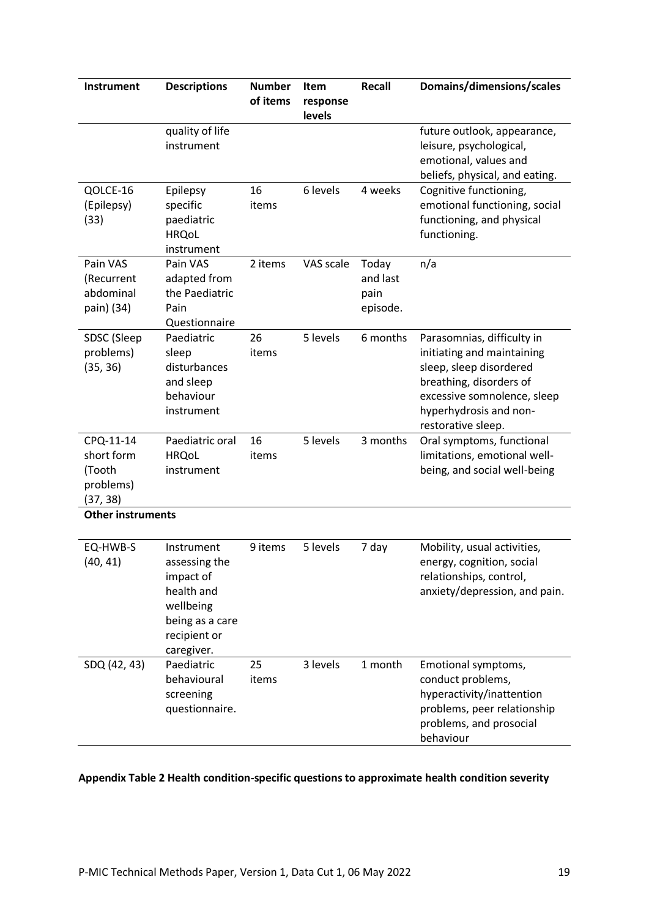| Instrument | Descriptions | Number of items | Item response levels | Recall | Domains/dimensions/scales |
|---|---|---|---|---|---|
| | quality of life instrument | | | | future outlook, appearance, leisure, psychological, emotional, values and beliefs, physical, and eating. |
| QOLCE-16 (Epilepsy) (33) | Epilepsy specific paediatric HRQoL instrument | 16 items | 6 levels | 4 weeks | Cognitive functioning, emotional functioning, social functioning, and physical functioning. |
| Pain VAS (Recurrent abdominal pain) (34) | Pain VAS adapted from the Paediatric Pain Questionnaire | 2 items | VAS scale | Today and last pain episode. | n/a |
| SDSC (Sleep problems) (35, 36) | Paediatric sleep disturbances and sleep behaviour instrument | 26 items | 5 levels | 6 months | Parasomnias, difficulty in initiating and maintaining sleep, sleep disordered breathing, disorders of excessive somnolence, sleep hyperhydrosis and non-restorative sleep. |
| CPQ-11-14 short form (Tooth problems) (37, 38) | Paediatric oral HRQoL instrument | 16 items | 5 levels | 3 months | Oral symptoms, functional limitations, emotional well-being, and social well-being |
| **Other instruments** | | | | | |
| EQ-HWB-S (40, 41) | Instrument assessing the impact of health and wellbeing being as a care recipient or caregiver. | 9 items | 5 levels | 7 day | Mobility, usual activities, energy, cognition, social relationships, control, anxiety/depression, and pain. |
| SDQ (42, 43) | Paediatric behavioural screening questionnaire. | 25 items | 3 levels | 1 month | Emotional symptoms, conduct problems, hyperactivity/inattention problems, peer relationship problems, and prosocial behaviour |

**Appendix Table 2 Health condition-specific questions to approximate health condition severity**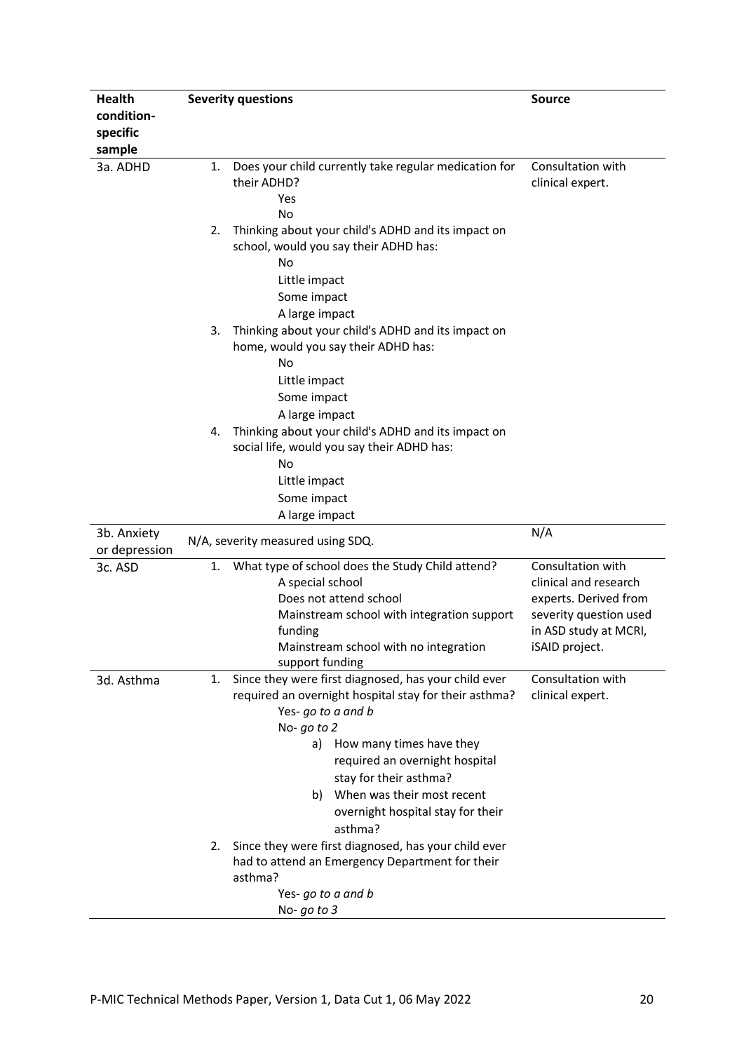| Health condition-specific sample | Severity questions | Source |
|---|---|---|
| 3a. ADHD | 1. Does your child currently take regular medication for their ADHD?<br>Yes<br>No<br>2. Thinking about your child's ADHD and its impact on school, would you say their ADHD has:<br>No<br>Little impact<br>Some impact<br>A large impact<br>3. Thinking about your child's ADHD and its impact on home, would you say their ADHD has:<br>No<br>Little impact<br>Some impact<br>A large impact<br>4. Thinking about your child's ADHD and its impact on social life, would you say their ADHD has:<br>No<br>Little impact<br>Some impact<br>A large impact | Consultation with clinical expert. |
| 3b. Anxiety or depression | N/A, severity measured using SDQ. | N/A |
| 3c. ASD | 1. What type of school does the Study Child attend?<br>A special school<br>Does not attend school<br>Mainstream school with integration support funding<br>Mainstream school with no integration support funding | Consultation with clinical and research experts. Derived from severity question used in ASD study at MCRI, iSAID project. |
| 3d. Asthma | 1. Since they were first diagnosed, has your child ever required an overnight hospital stay for their asthma?<br>Yes- *go to a and b*<br>No- *go to 2*<br>a) How many times have they required an overnight hospital stay for their asthma?<br>b) When was their most recent overnight hospital stay for their asthma?<br>2. Since they were first diagnosed, has your child ever had to attend an Emergency Department for their asthma?<br>Yes- *go to a and b*<br>No- *go to 3* | Consultation with clinical expert. |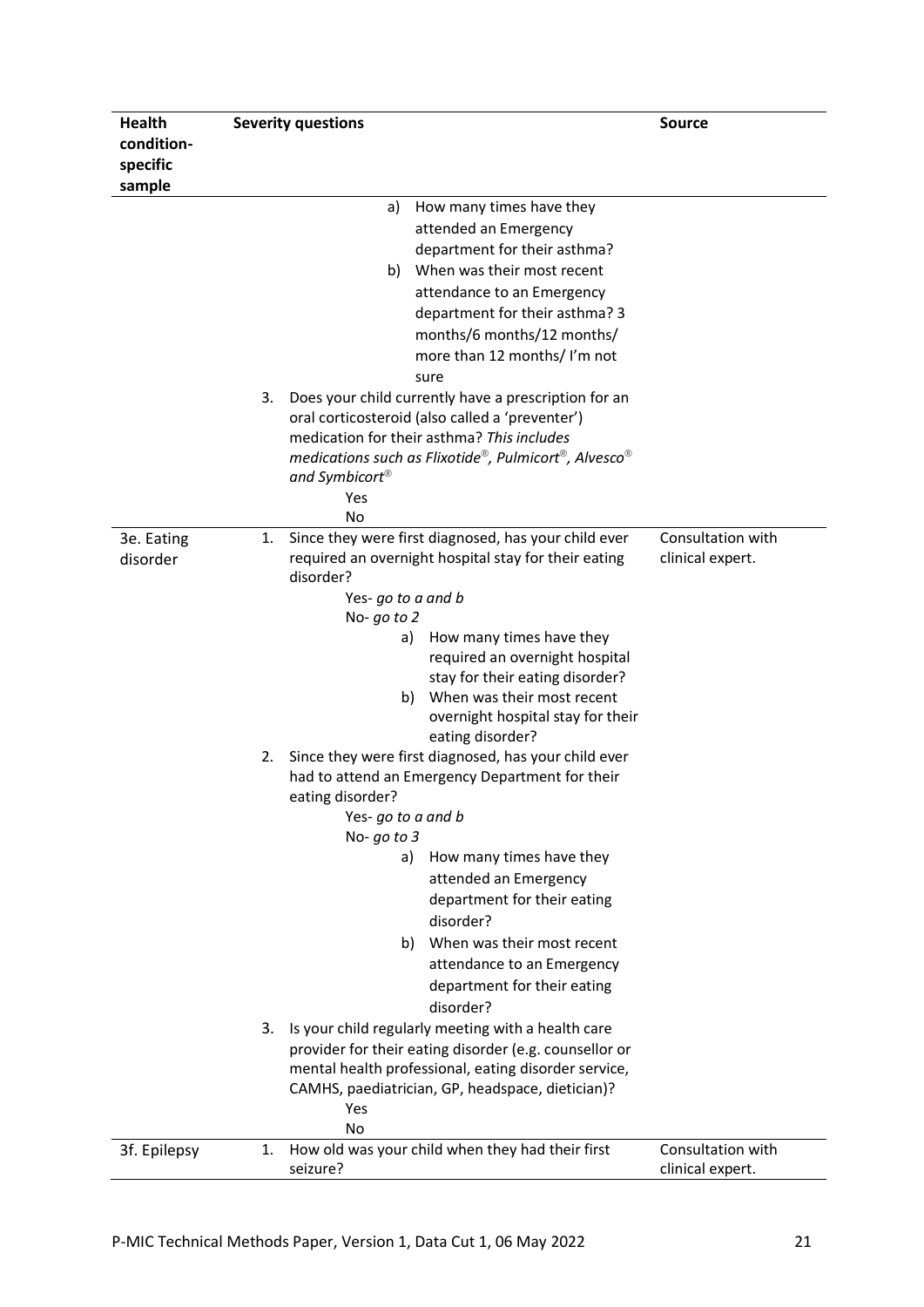| Health condition-specific sample | Severity questions | Source |
|---|---|---|
| | a) How many times have they attended an Emergency department for their asthma?<br>b) When was their most recent attendance to an Emergency department for their asthma? 3 months/6 months/12 months/ more than 12 months/ I'm not sure<br>3. Does your child currently have a prescription for an oral corticosteroid (also called a 'preventer') medication for their asthma? *This includes medications such as Flixotide®, Pulmicort®, Alvesco® and Symbicort®*<br>Yes<br>No | |
| 3e. Eating disorder | 1. Since they were first diagnosed, has your child ever required an overnight hospital stay for their eating disorder?<br>Yes- *go to a and b*<br>No- *go to 2*<br>a) How many times have they required an overnight hospital stay for their eating disorder?<br>b) When was their most recent overnight hospital stay for their eating disorder?<br>2. Since they were first diagnosed, has your child ever had to attend an Emergency Department for their eating disorder?<br>Yes- *go to a and b*<br>No- *go to 3*<br>a) How many times have they attended an Emergency department for their eating disorder?<br>b) When was their most recent attendance to an Emergency department for their eating disorder?<br>3. Is your child regularly meeting with a health care provider for their eating disorder (e.g. counsellor or mental health professional, eating disorder service, CAMHS, paediatrician, GP, headspace, dietician)?<br>Yes<br>No | Consultation with clinical expert. |
| 3f. Epilepsy | 1. How old was your child when they had their first seizure? | Consultation with clinical expert. |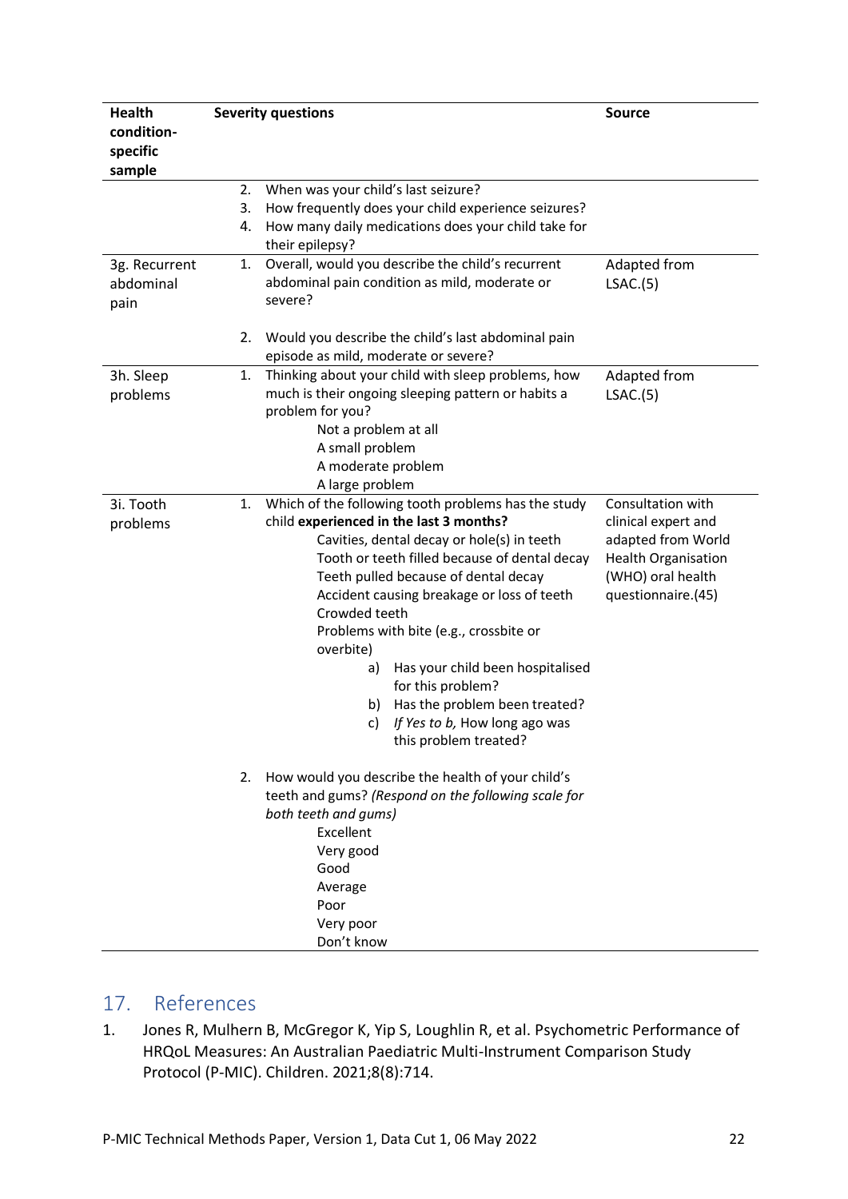| Health condition-specific sample | Severity questions | Source |
|---|---|---|
| | 2. When was your child's last seizure?<br>3. How frequently does your child experience seizures?<br>4. How many daily medications does your child take for their epilepsy? | |
| 3g. Recurrent abdominal pain | 1. Overall, would you describe the child's recurrent abdominal pain condition as mild, moderate or severe?<br><br>2. Would you describe the child's last abdominal pain episode as mild, moderate or severe? | Adapted from LSAC.(5) |
| 3h. Sleep problems | 1. Thinking about your child with sleep problems, how much is their ongoing sleeping pattern or habits a problem for you?<br>Not a problem at all<br>A small problem<br>A moderate problem<br>A large problem | Adapted from LSAC.(5) |
| 3i. Tooth problems | 1. Which of the following tooth problems has the study child **experienced in the last 3 months?**<br>Cavities, dental decay or hole(s) in teeth<br>Tooth or teeth filled because of dental decay<br>Teeth pulled because of dental decay<br>Accident causing breakage or loss of teeth<br>Crowded teeth<br>Problems with bite (e.g., crossbite or overbite)<br>a) Has your child been hospitalised for this problem?<br>b) Has the problem been treated?<br>c) *If Yes to b,* How long ago was this problem treated?<br><br>2. How would you describe the health of your child's teeth and gums? *(Respond on the following scale for both teeth and gums)*<br>Excellent<br>Very good<br>Good<br>Average<br>Poor<br>Very poor<br>Don't know | Consultation with clinical expert and adapted from World Health Organisation (WHO) oral health questionnaire.(45) |

## 17. References

1. Jones R, Mulhern B, McGregor K, Yip S, Loughlin R, et al. Psychometric Performance of HRQoL Measures: An Australian Paediatric Multi-Instrument Comparison Study Protocol (P-MIC). Children. 2021;8(8):714.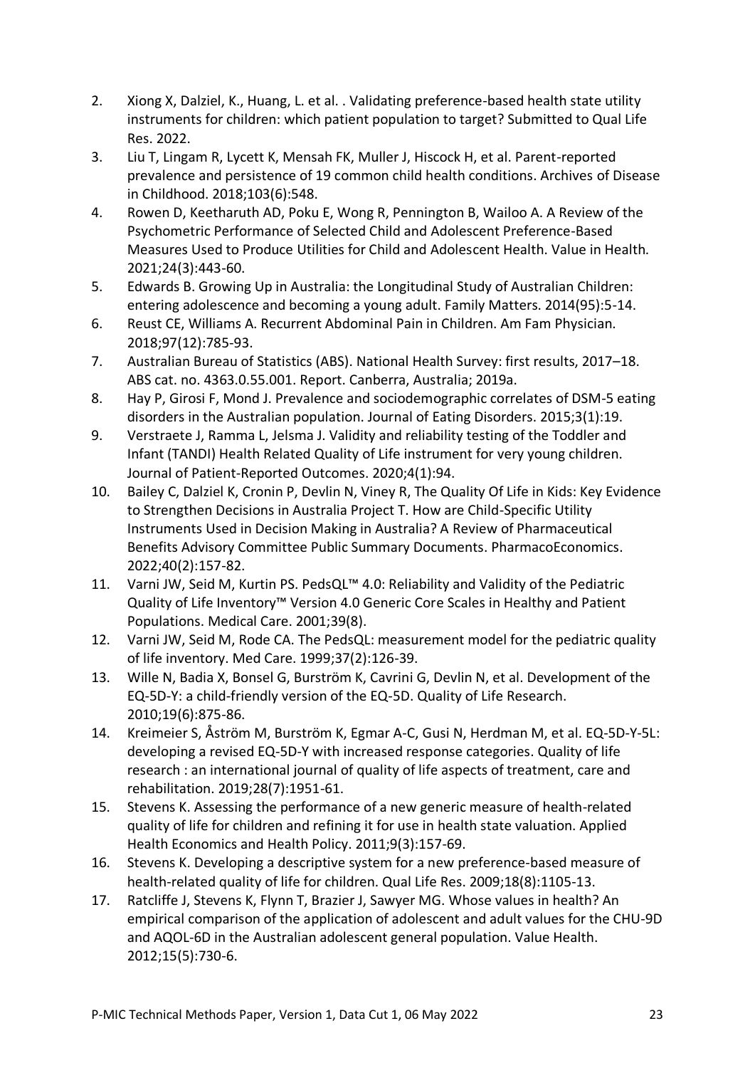2. Xiong X, Dalziel, K., Huang, L. et al. . Validating preference-based health state utility instruments for children: which patient population to target? Submitted to Qual Life Res. 2022.
3. Liu T, Lingam R, Lycett K, Mensah FK, Muller J, Hiscock H, et al. Parent-reported prevalence and persistence of 19 common child health conditions. Archives of Disease in Childhood. 2018;103(6):548.
4. Rowen D, Keetharuth AD, Poku E, Wong R, Pennington B, Wailoo A. A Review of the Psychometric Performance of Selected Child and Adolescent Preference-Based Measures Used to Produce Utilities for Child and Adolescent Health. Value in Health. 2021;24(3):443-60.
5. Edwards B. Growing Up in Australia: the Longitudinal Study of Australian Children: entering adolescence and becoming a young adult. Family Matters. 2014(95):5-14.
6. Reust CE, Williams A. Recurrent Abdominal Pain in Children. Am Fam Physician. 2018;97(12):785-93.
7. Australian Bureau of Statistics (ABS). National Health Survey: first results, 2017–18. ABS cat. no. 4363.0.55.001. Report. Canberra, Australia; 2019a.
8. Hay P, Girosi F, Mond J. Prevalence and sociodemographic correlates of DSM-5 eating disorders in the Australian population. Journal of Eating Disorders. 2015;3(1):19.
9. Verstraete J, Ramma L, Jelsma J. Validity and reliability testing of the Toddler and Infant (TANDI) Health Related Quality of Life instrument for very young children. Journal of Patient-Reported Outcomes. 2020;4(1):94.
10. Bailey C, Dalziel K, Cronin P, Devlin N, Viney R, The Quality Of Life in Kids: Key Evidence to Strengthen Decisions in Australia Project T. How are Child-Specific Utility Instruments Used in Decision Making in Australia? A Review of Pharmaceutical Benefits Advisory Committee Public Summary Documents. PharmacoEconomics. 2022;40(2):157-82.
11. Varni JW, Seid M, Kurtin PS. PedsQL™ 4.0: Reliability and Validity of the Pediatric Quality of Life Inventory™ Version 4.0 Generic Core Scales in Healthy and Patient Populations. Medical Care. 2001;39(8).
12. Varni JW, Seid M, Rode CA. The PedsQL: measurement model for the pediatric quality of life inventory. Med Care. 1999;37(2):126-39.
13. Wille N, Badia X, Bonsel G, Burström K, Cavrini G, Devlin N, et al. Development of the EQ-5D-Y: a child-friendly version of the EQ-5D. Quality of Life Research. 2010;19(6):875-86.
14. Kreimeier S, Åström M, Burström K, Egmar A-C, Gusi N, Herdman M, et al. EQ-5D-Y-5L: developing a revised EQ-5D-Y with increased response categories. Quality of life research : an international journal of quality of life aspects of treatment, care and rehabilitation. 2019;28(7):1951-61.
15. Stevens K. Assessing the performance of a new generic measure of health-related quality of life for children and refining it for use in health state valuation. Applied Health Economics and Health Policy. 2011;9(3):157-69.
16. Stevens K. Developing a descriptive system for a new preference-based measure of health-related quality of life for children. Qual Life Res. 2009;18(8):1105-13.
17. Ratcliffe J, Stevens K, Flynn T, Brazier J, Sawyer MG. Whose values in health? An empirical comparison of the application of adolescent and adult values for the CHU-9D and AQOL-6D in the Australian adolescent general population. Value Health. 2012;15(5):730-6.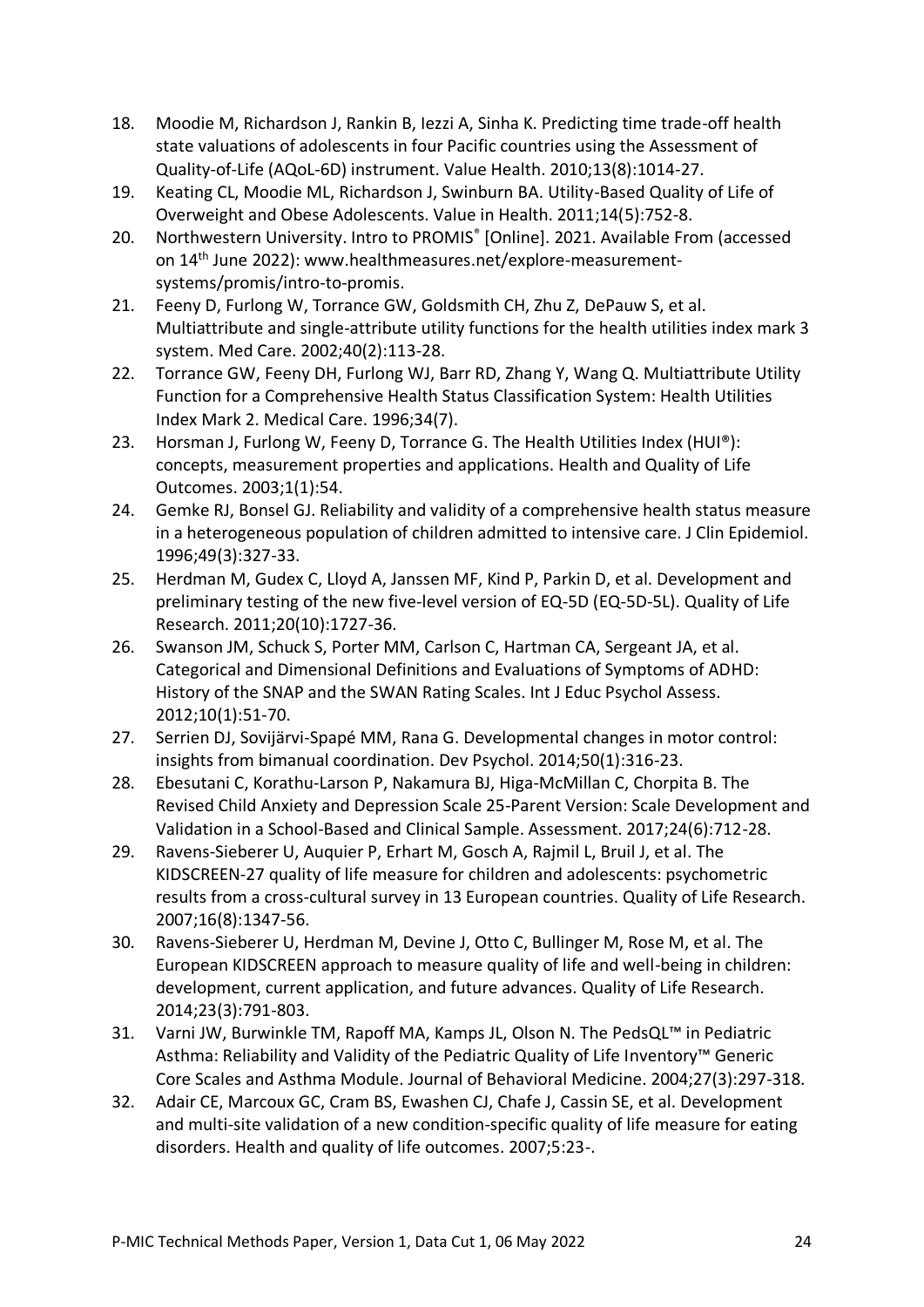18. Moodie M, Richardson J, Rankin B, Iezzi A, Sinha K. Predicting time trade-off health state valuations of adolescents in four Pacific countries using the Assessment of Quality-of-Life (AQoL-6D) instrument. Value Health. 2010;13(8):1014-27.
19. Keating CL, Moodie ML, Richardson J, Swinburn BA. Utility-Based Quality of Life of Overweight and Obese Adolescents. Value in Health. 2011;14(5):752-8.
20. Northwestern University. Intro to PROMIS® [Online]. 2021. Available From (accessed on 14th June 2022): www.healthmeasures.net/explore-measurement-systems/promis/intro-to-promis.
21. Feeny D, Furlong W, Torrance GW, Goldsmith CH, Zhu Z, DePauw S, et al. Multiattribute and single-attribute utility functions for the health utilities index mark 3 system. Med Care. 2002;40(2):113-28.
22. Torrance GW, Feeny DH, Furlong WJ, Barr RD, Zhang Y, Wang Q. Multiattribute Utility Function for a Comprehensive Health Status Classification System: Health Utilities Index Mark 2. Medical Care. 1996;34(7).
23. Horsman J, Furlong W, Feeny D, Torrance G. The Health Utilities Index (HUI®): concepts, measurement properties and applications. Health and Quality of Life Outcomes. 2003;1(1):54.
24. Gemke RJ, Bonsel GJ. Reliability and validity of a comprehensive health status measure in a heterogeneous population of children admitted to intensive care. J Clin Epidemiol. 1996;49(3):327-33.
25. Herdman M, Gudex C, Lloyd A, Janssen MF, Kind P, Parkin D, et al. Development and preliminary testing of the new five-level version of EQ-5D (EQ-5D-5L). Quality of Life Research. 2011;20(10):1727-36.
26. Swanson JM, Schuck S, Porter MM, Carlson C, Hartman CA, Sergeant JA, et al. Categorical and Dimensional Definitions and Evaluations of Symptoms of ADHD: History of the SNAP and the SWAN Rating Scales. Int J Educ Psychol Assess. 2012;10(1):51-70.
27. Serrien DJ, Sovijärvi-Spapé MM, Rana G. Developmental changes in motor control: insights from bimanual coordination. Dev Psychol. 2014;50(1):316-23.
28. Ebesutani C, Korathu-Larson P, Nakamura BJ, Higa-McMillan C, Chorpita B. The Revised Child Anxiety and Depression Scale 25-Parent Version: Scale Development and Validation in a School-Based and Clinical Sample. Assessment. 2017;24(6):712-28.
29. Ravens-Sieberer U, Auquier P, Erhart M, Gosch A, Rajmil L, Bruil J, et al. The KIDSCREEN-27 quality of life measure for children and adolescents: psychometric results from a cross-cultural survey in 13 European countries. Quality of Life Research. 2007;16(8):1347-56.
30. Ravens-Sieberer U, Herdman M, Devine J, Otto C, Bullinger M, Rose M, et al. The European KIDSCREEN approach to measure quality of life and well-being in children: development, current application, and future advances. Quality of Life Research. 2014;23(3):791-803.
31. Varni JW, Burwinkle TM, Rapoff MA, Kamps JL, Olson N. The PedsQL™ in Pediatric Asthma: Reliability and Validity of the Pediatric Quality of Life Inventory™ Generic Core Scales and Asthma Module. Journal of Behavioral Medicine. 2004;27(3):297-318.
32. Adair CE, Marcoux GC, Cram BS, Ewashen CJ, Chafe J, Cassin SE, et al. Development and multi-site validation of a new condition-specific quality of life measure for eating disorders. Health and quality of life outcomes. 2007;5:23-.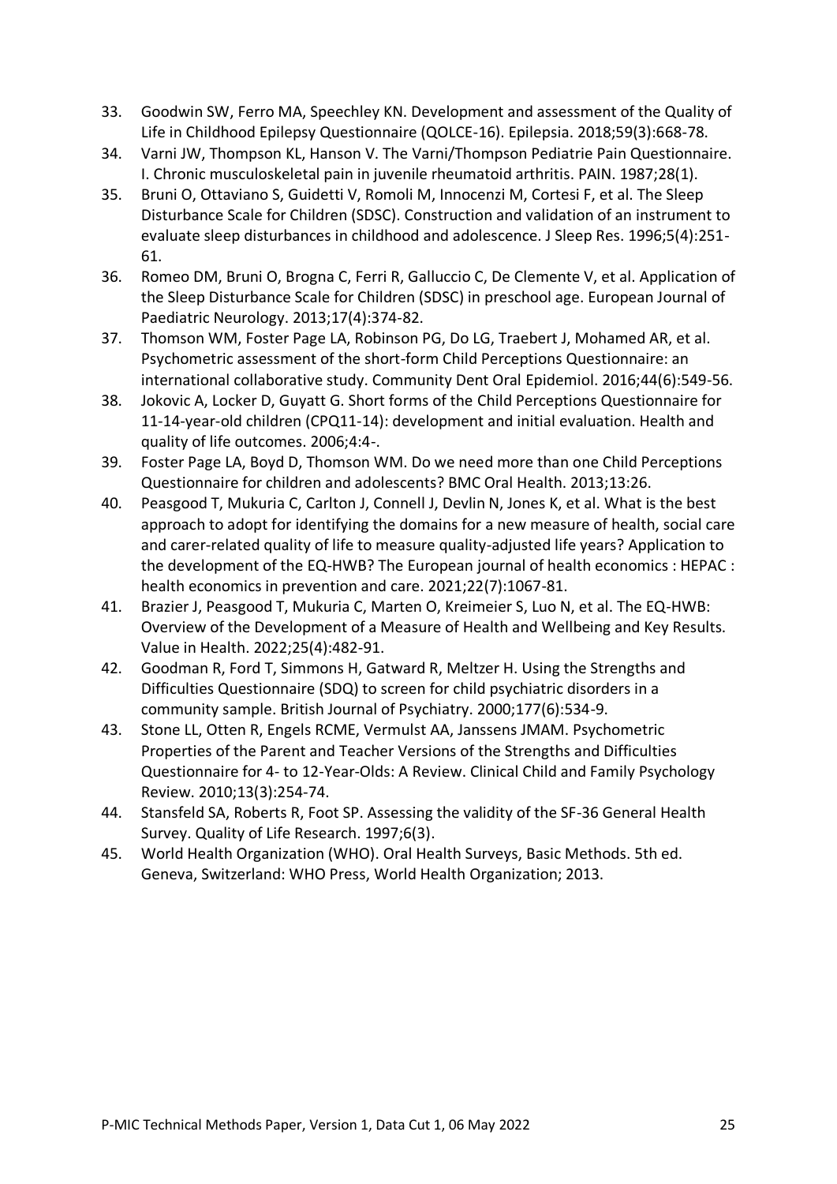33. Goodwin SW, Ferro MA, Speechley KN. Development and assessment of the Quality of Life in Childhood Epilepsy Questionnaire (QOLCE-16). Epilepsia. 2018;59(3):668-78.
34. Varni JW, Thompson KL, Hanson V. The Varni/Thompson Pediatrie Pain Questionnaire. I. Chronic musculoskeletal pain in juvenile rheumatoid arthritis. PAIN. 1987;28(1).
35. Bruni O, Ottaviano S, Guidetti V, Romoli M, Innocenzi M, Cortesi F, et al. The Sleep Disturbance Scale for Children (SDSC). Construction and validation of an instrument to evaluate sleep disturbances in childhood and adolescence. J Sleep Res. 1996;5(4):251-61.
36. Romeo DM, Bruni O, Brogna C, Ferri R, Galluccio C, De Clemente V, et al. Application of the Sleep Disturbance Scale for Children (SDSC) in preschool age. European Journal of Paediatric Neurology. 2013;17(4):374-82.
37. Thomson WM, Foster Page LA, Robinson PG, Do LG, Traebert J, Mohamed AR, et al. Psychometric assessment of the short-form Child Perceptions Questionnaire: an international collaborative study. Community Dent Oral Epidemiol. 2016;44(6):549-56.
38. Jokovic A, Locker D, Guyatt G. Short forms of the Child Perceptions Questionnaire for 11-14-year-old children (CPQ11-14): development and initial evaluation. Health and quality of life outcomes. 2006;4:4-.
39. Foster Page LA, Boyd D, Thomson WM. Do we need more than one Child Perceptions Questionnaire for children and adolescents? BMC Oral Health. 2013;13:26.
40. Peasgood T, Mukuria C, Carlton J, Connell J, Devlin N, Jones K, et al. What is the best approach to adopt for identifying the domains for a new measure of health, social care and carer-related quality of life to measure quality-adjusted life years? Application to the development of the EQ-HWB? The European journal of health economics : HEPAC : health economics in prevention and care. 2021;22(7):1067-81.
41. Brazier J, Peasgood T, Mukuria C, Marten O, Kreimeier S, Luo N, et al. The EQ-HWB: Overview of the Development of a Measure of Health and Wellbeing and Key Results. Value in Health. 2022;25(4):482-91.
42. Goodman R, Ford T, Simmons H, Gatward R, Meltzer H. Using the Strengths and Difficulties Questionnaire (SDQ) to screen for child psychiatric disorders in a community sample. British Journal of Psychiatry. 2000;177(6):534-9.
43. Stone LL, Otten R, Engels RCME, Vermulst AA, Janssens JMAM. Psychometric Properties of the Parent and Teacher Versions of the Strengths and Difficulties Questionnaire for 4- to 12-Year-Olds: A Review. Clinical Child and Family Psychology Review. 2010;13(3):254-74.
44. Stansfeld SA, Roberts R, Foot SP. Assessing the validity of the SF-36 General Health Survey. Quality of Life Research. 1997;6(3).
45. World Health Organization (WHO). Oral Health Surveys, Basic Methods. 5th ed. Geneva, Switzerland: WHO Press, World Health Organization; 2013.